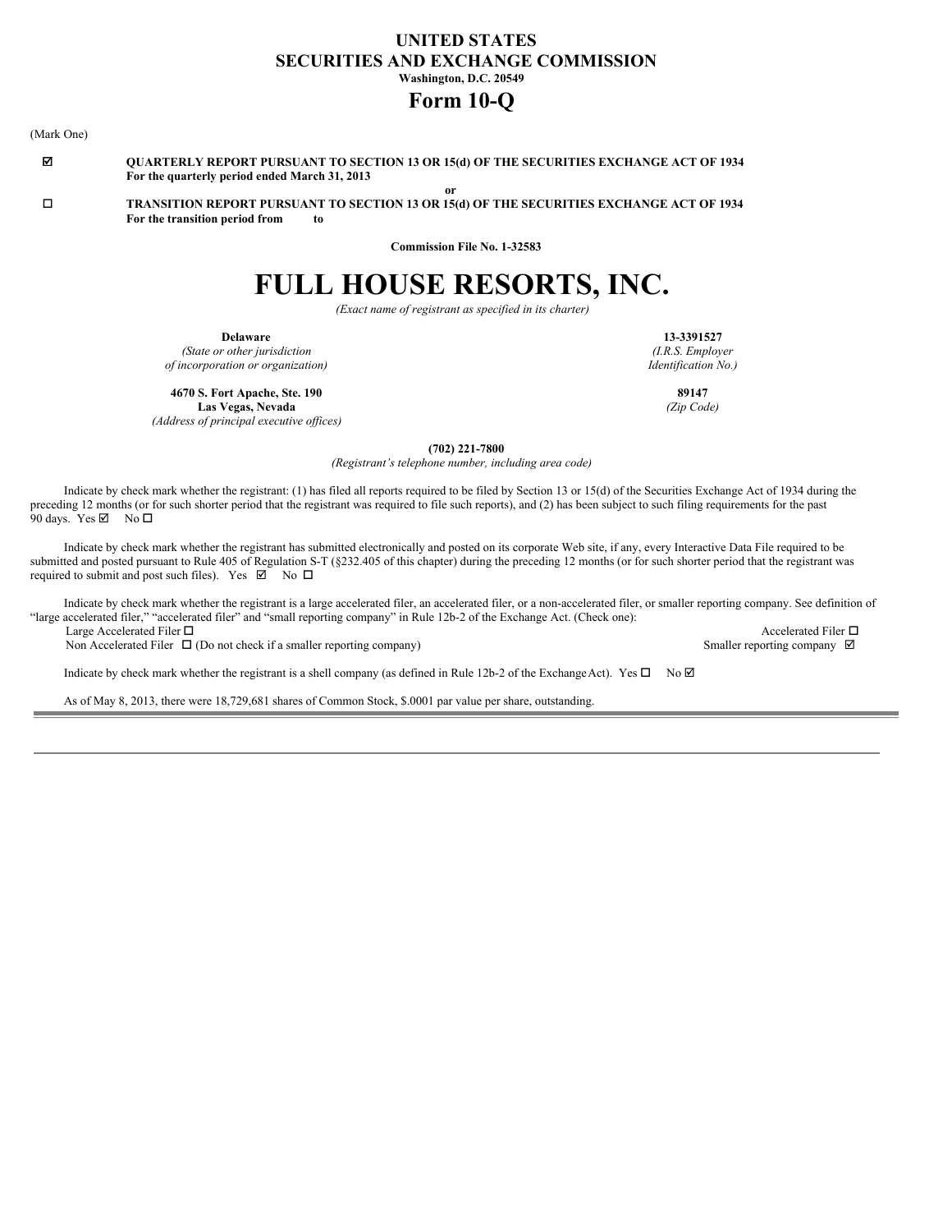# UNITED STATES
# SECURITIES AND EXCHANGE COMMISSION

**Washington, D.C. 20549**

# Form 10-Q

(Mark One)

☑ **QUARTERLY REPORT PURSUANT TO SECTION 13 OR 15(d) OF THE SECURITIES EXCHANGE ACT OF 1934**
**For the quarterly period ended March 31, 2013**

**or**

☐ **TRANSITION REPORT PURSUANT TO SECTION 13 OR 15(d) OF THE SECURITIES EXCHANGE ACT OF 1934**
**For the transition period from to**

**Commission File No. 1-32583**

# FULL HOUSE RESORTS, INC.

*(Exact name of registrant as specified in its charter)*

| | |
|---|---|
| **Delaware** | **13-3391527** |
| *(State or other jurisdiction of incorporation or organization)* | *(I.R.S. Employer Identification No.)* |
| **4670 S. Fort Apache, Ste. 190 Las Vegas, Nevada** | **89147** |
| *(Address of principal executive offices)* | *(Zip Code)* |

**(702) 221-7800**
*(Registrant's telephone number, including area code)*

Indicate by check mark whether the registrant: (1) has filed all reports required to be filed by Section 13 or 15(d) of the Securities Exchange Act of 1934 during the preceding 12 months (or for such shorter period that the registrant was required to file such reports), and (2) has been subject to such filing requirements for the past 90 days. Yes ☑ No ☐

Indicate by check mark whether the registrant has submitted electronically and posted on its corporate Web site, if any, every Interactive Data File required to be submitted and posted pursuant to Rule 405 of Regulation S-T (§232.405 of this chapter) during the preceding 12 months (or for such shorter period that the registrant was required to submit and post such files). Yes ☑ No ☐

Indicate by check mark whether the registrant is a large accelerated filer, an accelerated filer, or a non-accelerated filer, or smaller reporting company. See definition of "large accelerated filer," "accelerated filer" and "small reporting company" in Rule 12b-2 of the Exchange Act. (Check one):

Large Accelerated Filer ☐ Accelerated Filer ☐
Non Accelerated Filer ☐ (Do not check if a smaller reporting company) Smaller reporting company ☑

Indicate by check mark whether the registrant is a shell company (as defined in Rule 12b-2 of the Exchange Act). Yes ☐ No ☑

As of May 8, 2013, there were 18,729,681 shares of Common Stock, $.0001 par value per share, outstanding.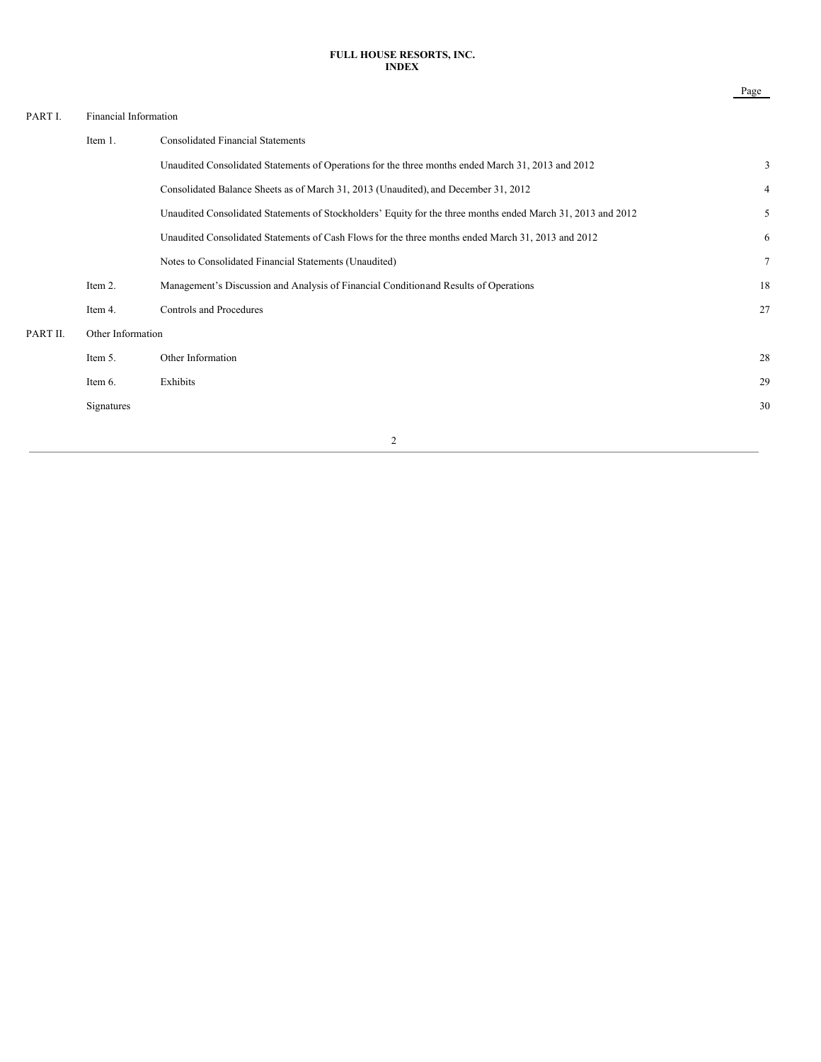# FULL HOUSE RESORTS, INC.
## INDEX

| | | | Page |
|---|---|---|---|
| PART I. | Financial Information | | |
| | Item 1. | Consolidated Financial Statements | |
| | | Unaudited Consolidated Statements of Operations for the three months ended March 31, 2013 and 2012 | 3 |
| | | Consolidated Balance Sheets as of March 31, 2013 (Unaudited), and December 31, 2012 | 4 |
| | | Unaudited Consolidated Statements of Stockholders' Equity for the three months ended March 31, 2013 and 2012 | 5 |
| | | Unaudited Consolidated Statements of Cash Flows for the three months ended March 31, 2013 and 2012 | 6 |
| | | Notes to Consolidated Financial Statements (Unaudited) | 7 |
| | Item 2. | Management's Discussion and Analysis of Financial Condition and Results of Operations | 18 |
| | Item 4. | Controls and Procedures | 27 |
| PART II. | Other Information | | |
| | Item 5. | Other Information | 28 |
| | Item 6. | Exhibits | 29 |
| | Signatures | | 30 |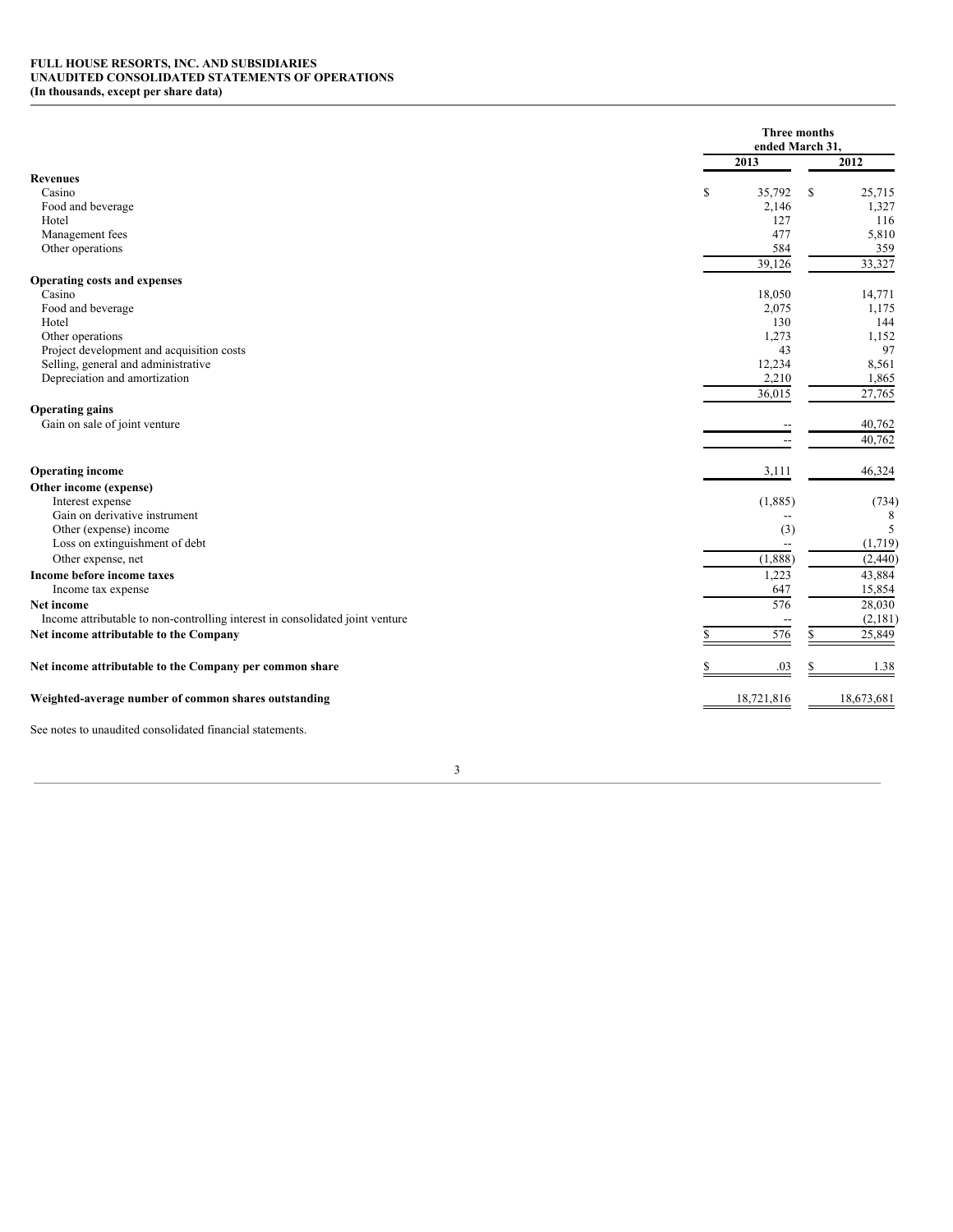**FULL HOUSE RESORTS, INC. AND SUBSIDIARIES**
**UNAUDITED CONSOLIDATED STATEMENTS OF OPERATIONS**
**(In thousands, except per share data)**

| | Three months ended March 31, | |
|---|---|---|
| | 2013 | 2012 |
| **Revenues** | | |
| Casino | $ 35,792 | $ 25,715 |
| Food and beverage | 2,146 | 1,327 |
| Hotel | 127 | 116 |
| Management fees | 477 | 5,810 |
| Other operations | 584 | 359 |
| | 39,126 | 33,327 |
| **Operating costs and expenses** | | |
| Casino | 18,050 | 14,771 |
| Food and beverage | 2,075 | 1,175 |
| Hotel | 130 | 144 |
| Other operations | 1,273 | 1,152 |
| Project development and acquisition costs | 43 | 97 |
| Selling, general and administrative | 12,234 | 8,561 |
| Depreciation and amortization | 2,210 | 1,865 |
| | 36,015 | 27,765 |
| **Operating gains** | | |
| Gain on sale of joint venture | -- | 40,762 |
| | -- | 40,762 |
| **Operating income** | 3,111 | 46,324 |
| **Other income (expense)** | | |
| Interest expense | (1,885) | (734) |
| Gain on derivative instrument | -- | 8 |
| Other (expense) income | (3) | 5 |
| Loss on extinguishment of debt | -- | (1,719) |
| Other expense, net | (1,888) | (2,440) |
| **Income before income taxes** | 1,223 | 43,884 |
| Income tax expense | 647 | 15,854 |
| **Net income** | 576 | 28,030 |
| Income attributable to non-controlling interest in consolidated joint venture | -- | (2,181) |
| **Net income attributable to the Company** | $ 576 | $ 25,849 |
| **Net income attributable to the Company per common share** | $ .03 | $ 1.38 |
| **Weighted-average number of common shares outstanding** | 18,721,816 | 18,673,681 |

See notes to unaudited consolidated financial statements.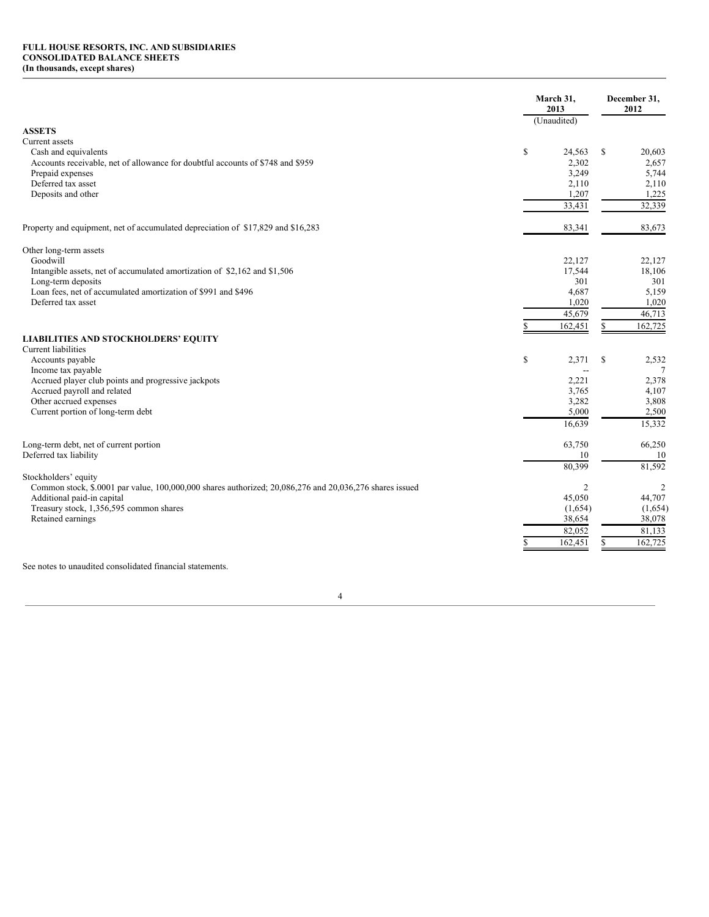**FULL HOUSE RESORTS, INC. AND SUBSIDIARIES**
**CONSOLIDATED BALANCE SHEETS**
**(In thousands, except shares)**

| | March 31, 2013 (Unaudited) | December 31, 2012 |
|---|---|---|
| **ASSETS** | | |
| Current assets | | |
| Cash and equivalents | $ 24,563 | $ 20,603 |
| Accounts receivable, net of allowance for doubtful accounts of $748 and $959 | 2,302 | 2,657 |
| Prepaid expenses | 3,249 | 5,744 |
| Deferred tax asset | 2,110 | 2,110 |
| Deposits and other | 1,207 | 1,225 |
| | 33,431 | 32,339 |
| | | |
| Property and equipment, net of accumulated depreciation of $17,829 and $16,283 | 83,341 | 83,673 |
| | | |
| Other long-term assets | | |
| Goodwill | 22,127 | 22,127 |
| Intangible assets, net of accumulated amortization of $2,162 and $1,506 | 17,544 | 18,106 |
| Long-term deposits | 301 | 301 |
| Loan fees, net of accumulated amortization of $991 and $496 | 4,687 | 5,159 |
| Deferred tax asset | 1,020 | 1,020 |
| | 45,679 | 46,713 |
| | $ 162,451 | $ 162,725 |
| **LIABILITIES AND STOCKHOLDERS' EQUITY** | | |
| Current liabilities | | |
| Accounts payable | $ 2,371 | $ 2,532 |
| Income tax payable | -- | 7 |
| Accrued player club points and progressive jackpots | 2,221 | 2,378 |
| Accrued payroll and related | 3,765 | 4,107 |
| Other accrued expenses | 3,282 | 3,808 |
| Current portion of long-term debt | 5,000 | 2,500 |
| | 16,639 | 15,332 |
| | | |
| Long-term debt, net of current portion | 63,750 | 66,250 |
| Deferred tax liability | 10 | 10 |
| | 80,399 | 81,592 |
| Stockholders' equity | | |
| Common stock, $.0001 par value, 100,000,000 shares authorized; 20,086,276 and 20,036,276 shares issued | 2 | 2 |
| Additional paid-in capital | 45,050 | 44,707 |
| Treasury stock, 1,356,595 common shares | (1,654) | (1,654) |
| Retained earnings | 38,654 | 38,078 |
| | 82,052 | 81,133 |
| | $ 162,451 | $ 162,725 |

See notes to unaudited consolidated financial statements.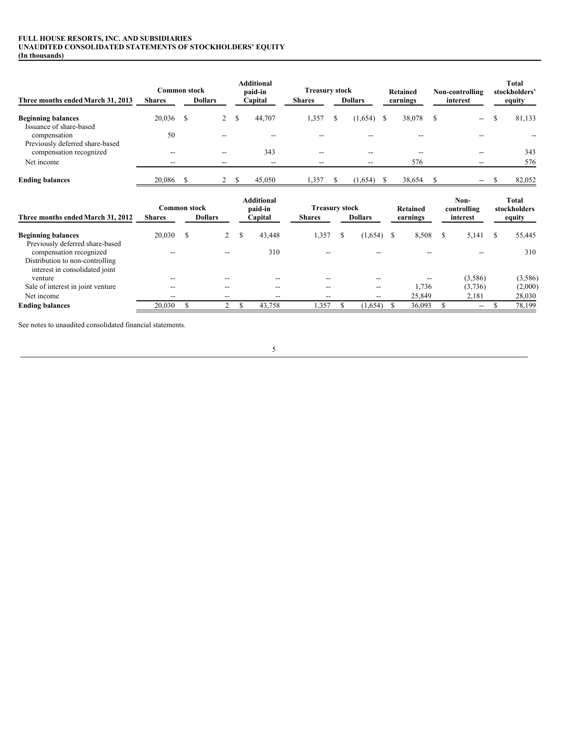**FULL HOUSE RESORTS, INC. AND SUBSIDIARIES**
**UNAUDITED CONSOLIDATED STATEMENTS OF STOCKHOLDERS' EQUITY**
**(In thousands)**

| Three months ended March 31, 2013 | Common stock Shares | Common stock Dollars | Additional paid-in Capital | Treasury stock Shares | Treasury stock Dollars | Retained earnings | Non-controlling interest | Total stockholders' equity |
|---|---|---|---|---|---|---|---|---|
| **Beginning balances** | 20,036 | $ 2 | $ 44,707 | 1,357 | $ (1,654) | $ 38,078 | $ -- | $ 81,133 |
| Issuance of share-based compensation | 50 | -- | -- | -- | -- | -- | -- | -- |
| Previously deferred share-based compensation recognized | -- | -- | 343 | -- | -- | -- | -- | 343 |
| Net income | -- | -- | -- | -- | -- | 576 | -- | 576 |
| **Ending balances** | 20,086 | $ 2 | $ 45,050 | 1,357 | $ (1,654) | $ 38,654 | $ -- | $ 82,052 |

| Three months ended March 31, 2012 | Common stock Shares | Common stock Dollars | Additional paid-in Capital | Treasury stock Shares | Treasury stock Dollars | Retained earnings | Non-controlling interest | Total stockholders equity |
|---|---|---|---|---|---|---|---|---|
| **Beginning balances** | 20,030 | $ 2 | $ 43,448 | 1,357 | $ (1,654) | $ 8,508 | $ 5,141 | $ 55,445 |
| Previously deferred share-based compensation recognized | -- | -- | 310 | -- | -- | -- | -- | 310 |
| Distribution to non-controlling interest in consolidated joint venture | -- | -- | -- | -- | -- | -- | (3,586) | (3,586) |
| Sale of interest in joint venture | -- | -- | -- | -- | -- | 1,736 | (3,736) | (2,000) |
| Net income | -- | -- | -- | -- | -- | 25,849 | 2,181 | 28,030 |
| **Ending balances** | 20,030 | $ 2 | $ 43,758 | 1,357 | $ (1,654) | $ 36,093 | $ -- | $ 78,199 |

See notes to unaudited consolidated financial statements.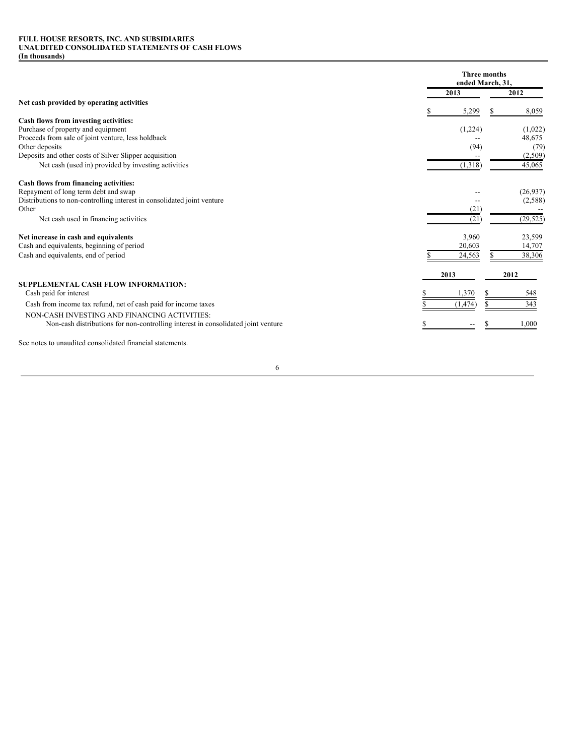**FULL HOUSE RESORTS, INC. AND SUBSIDIARIES**
**UNAUDITED CONSOLIDATED STATEMENTS OF CASH FLOWS**
**(In thousands)**

| | Three months ended March, 31, | |
|---|---|---|
| | 2013 | 2012 |
| **Net cash provided by operating activities** | $ 5,299 | $ 8,059 |
| **Cash flows from investing activities:** | | |
| Purchase of property and equipment | (1,224) | (1,022) |
| Proceeds from sale of joint venture, less holdback | -- | 48,675 |
| Other deposits | (94) | (79) |
| Deposits and other costs of Silver Slipper acquisition | -- | (2,509) |
| Net cash (used in) provided by investing activities | (1,318) | 45,065 |
| **Cash flows from financing activities:** | | |
| Repayment of long term debt and swap | -- | (26,937) |
| Distributions to non-controlling interest in consolidated joint venture | -- | (2,588) |
| Other | (21) | -- |
| Net cash used in financing activities | (21) | (29,525) |
| **Net increase in cash and equivalents** | 3,960 | 23,599 |
| Cash and equivalents, beginning of period | 20,603 | 14,707 |
| Cash and equivalents, end of period | $ 24,563 | $ 38,306 |

| | 2013 | 2012 |
|---|---|---|
| **SUPPLEMENTAL CASH FLOW INFORMATION:** | | |
| Cash paid for interest | $ 1,370 | $ 548 |
| Cash from income tax refund, net of cash paid for income taxes | $ (1,474) | $ 343 |
| NON-CASH INVESTING AND FINANCING ACTIVITIES: | | |
| Non-cash distributions for non-controlling interest in consolidated joint venture | $ -- | $ 1,000 |

See notes to unaudited consolidated financial statements.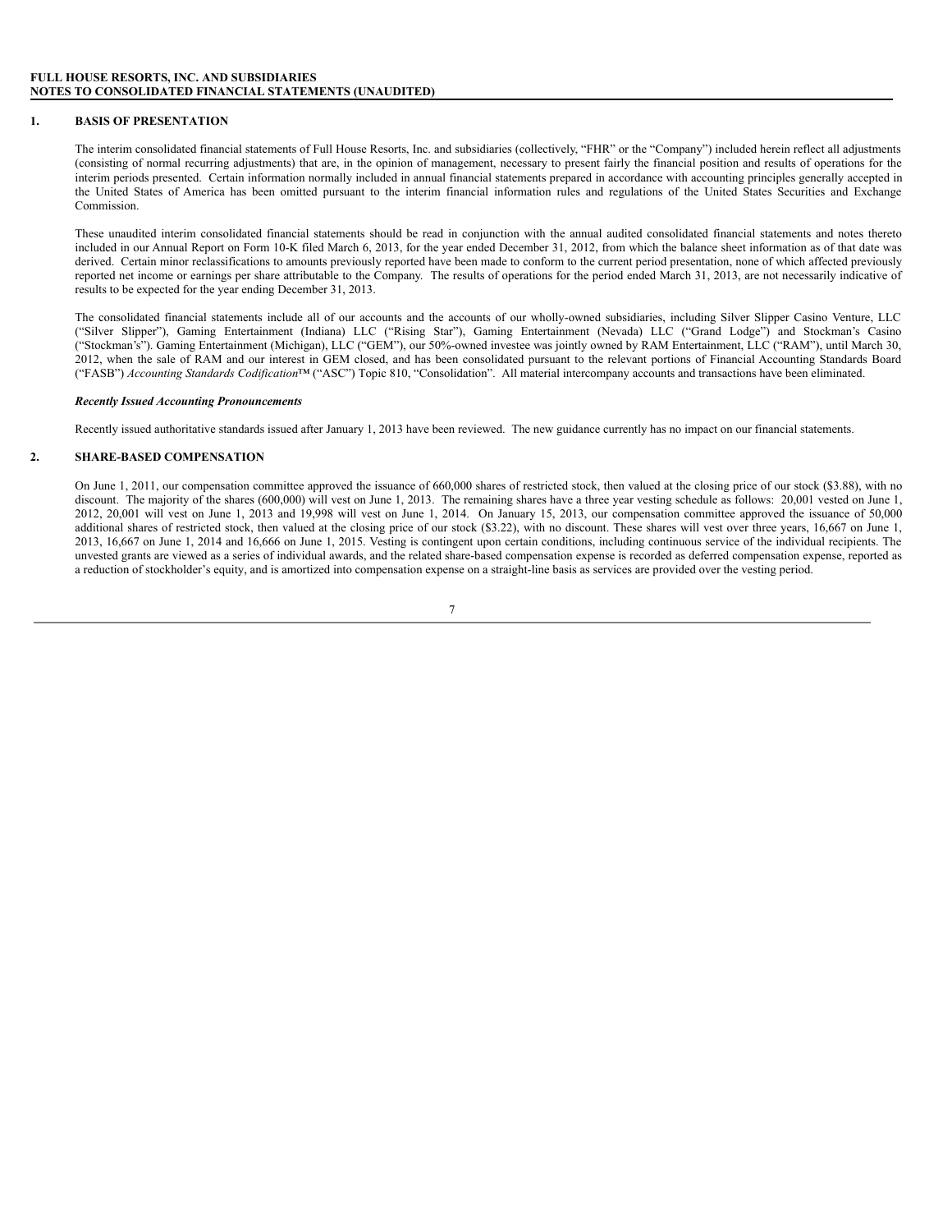**FULL HOUSE RESORTS, INC. AND SUBSIDIARIES**
**NOTES TO CONSOLIDATED FINANCIAL STATEMENTS (UNAUDITED)**

## 1. BASIS OF PRESENTATION

The interim consolidated financial statements of Full House Resorts, Inc. and subsidiaries (collectively, "FHR" or the "Company") included herein reflect all adjustments (consisting of normal recurring adjustments) that are, in the opinion of management, necessary to present fairly the financial position and results of operations for the interim periods presented. Certain information normally included in annual financial statements prepared in accordance with accounting principles generally accepted in the United States of America has been omitted pursuant to the interim financial information rules and regulations of the United States Securities and Exchange Commission.

These unaudited interim consolidated financial statements should be read in conjunction with the annual audited consolidated financial statements and notes thereto included in our Annual Report on Form 10-K filed March 6, 2013, for the year ended December 31, 2012, from which the balance sheet information as of that date was derived. Certain minor reclassifications to amounts previously reported have been made to conform to the current period presentation, none of which affected previously reported net income or earnings per share attributable to the Company. The results of operations for the period ended March 31, 2013, are not necessarily indicative of results to be expected for the year ending December 31, 2013.

The consolidated financial statements include all of our accounts and the accounts of our wholly-owned subsidiaries, including Silver Slipper Casino Venture, LLC ("Silver Slipper"), Gaming Entertainment (Indiana) LLC ("Rising Star"), Gaming Entertainment (Nevada) LLC ("Grand Lodge") and Stockman's Casino ("Stockman's"). Gaming Entertainment (Michigan), LLC ("GEM"), our 50%-owned investee was jointly owned by RAM Entertainment, LLC ("RAM"), until March 30, 2012, when the sale of RAM and our interest in GEM closed, and has been consolidated pursuant to the relevant portions of Financial Accounting Standards Board ("FASB") *Accounting Standards Codification*™ ("ASC") Topic 810, "Consolidation". All material intercompany accounts and transactions have been eliminated.

***Recently Issued Accounting Pronouncements***

Recently issued authoritative standards issued after January 1, 2013 have been reviewed. The new guidance currently has no impact on our financial statements.

## 2. SHARE-BASED COMPENSATION

On June 1, 2011, our compensation committee approved the issuance of 660,000 shares of restricted stock, then valued at the closing price of our stock ($3.88), with no discount. The majority of the shares (600,000) will vest on June 1, 2013. The remaining shares have a three year vesting schedule as follows: 20,001 vested on June 1, 2012, 20,001 will vest on June 1, 2013 and 19,998 will vest on June 1, 2014. On January 15, 2013, our compensation committee approved the issuance of 50,000 additional shares of restricted stock, then valued at the closing price of our stock ($3.22), with no discount. These shares will vest over three years, 16,667 on June 1, 2013, 16,667 on June 1, 2014 and 16,666 on June 1, 2015. Vesting is contingent upon certain conditions, including continuous service of the individual recipients. The unvested grants are viewed as a series of individual awards, and the related share-based compensation expense is recorded as deferred compensation expense, reported as a reduction of stockholder's equity, and is amortized into compensation expense on a straight-line basis as services are provided over the vesting period.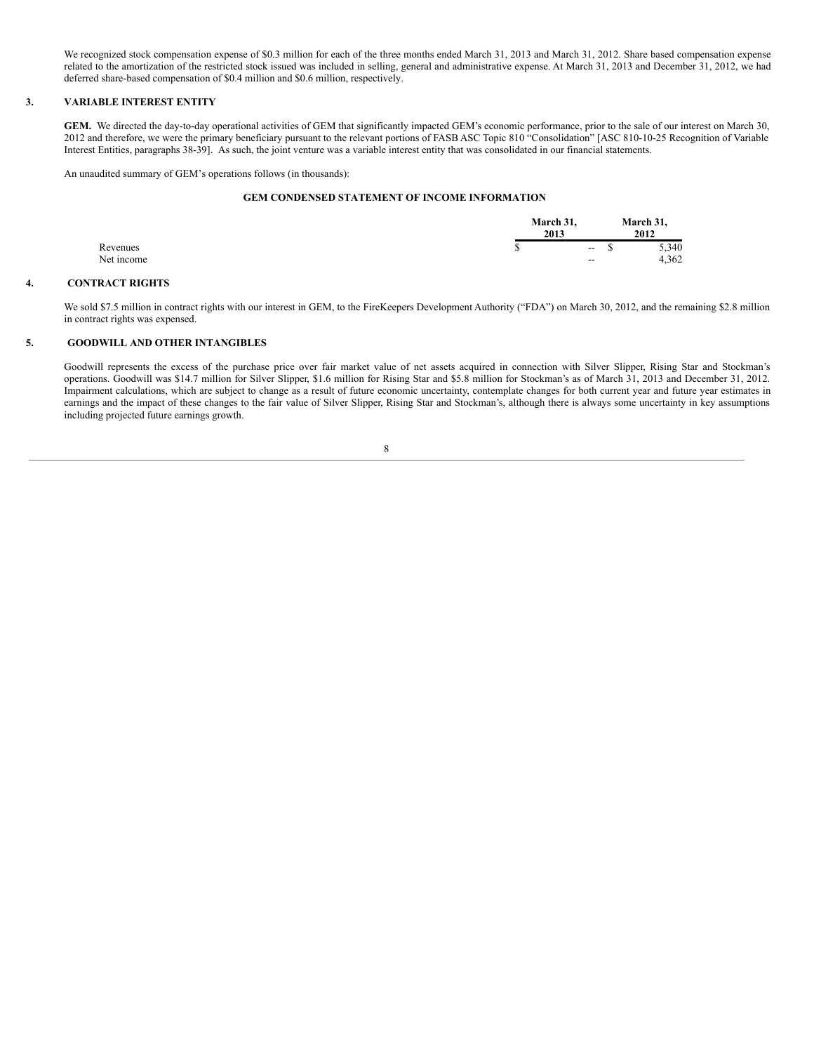We recognized stock compensation expense of $0.3 million for each of the three months ended March 31, 2013 and March 31, 2012. Share based compensation expense related to the amortization of the restricted stock issued was included in selling, general and administrative expense. At March 31, 2013 and December 31, 2012, we had deferred share-based compensation of $0.4 million and $0.6 million, respectively.

## 3. VARIABLE INTEREST ENTITY

**GEM.** We directed the day-to-day operational activities of GEM that significantly impacted GEM's economic performance, prior to the sale of our interest on March 30, 2012 and therefore, we were the primary beneficiary pursuant to the relevant portions of FASB ASC Topic 810 "Consolidation" [ASC 810-10-25 Recognition of Variable Interest Entities, paragraphs 38-39]. As such, the joint venture was a variable interest entity that was consolidated in our financial statements.

An unaudited summary of GEM's operations follows (in thousands):

**GEM CONDENSED STATEMENT OF INCOME INFORMATION**

| | March 31, 2013 | March 31, 2012 |
|---|---|---|
| Revenues | $ -- | $ 5,340 |
| Net income | -- | 4,362 |

## 4. CONTRACT RIGHTS

We sold $7.5 million in contract rights with our interest in GEM, to the FireKeepers Development Authority ("FDA") on March 30, 2012, and the remaining $2.8 million in contract rights was expensed.

## 5. GOODWILL AND OTHER INTANGIBLES

Goodwill represents the excess of the purchase price over fair market value of net assets acquired in connection with Silver Slipper, Rising Star and Stockman's operations. Goodwill was $14.7 million for Silver Slipper, $1.6 million for Rising Star and $5.8 million for Stockman's as of March 31, 2013 and December 31, 2012. Impairment calculations, which are subject to change as a result of future economic uncertainty, contemplate changes for both current year and future year estimates in earnings and the impact of these changes to the fair value of Silver Slipper, Rising Star and Stockman's, although there is always some uncertainty in key assumptions including projected future earnings growth.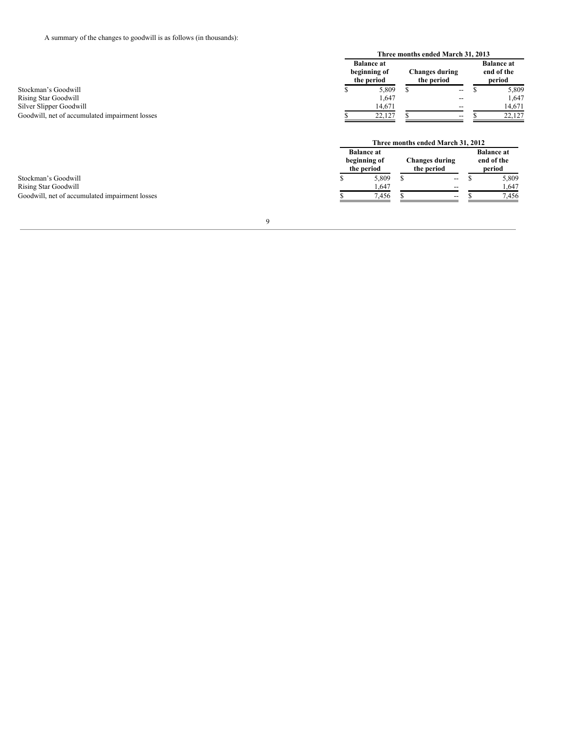A summary of the changes to goodwill is as follows (in thousands):

| | Three months ended March 31, 2013 | | |
|---|---|---|---|
| | Balance at beginning of the period | Changes during the period | Balance at end of the period |
| Stockman's Goodwill | $ 5,809 | $ -- | $ 5,809 |
| Rising Star Goodwill | 1,647 | -- | 1,647 |
| Silver Slipper Goodwill | 14,671 | -- | 14,671 |
| Goodwill, net of accumulated impairment losses | $ 22,127 | $ -- | $ 22,127 |

| | Three months ended March 31, 2012 | | |
|---|---|---|---|
| | Balance at beginning of the period | Changes during the period | Balance at end of the period |
| Stockman's Goodwill | $ 5,809 | $ -- | $ 5,809 |
| Rising Star Goodwill | 1,647 | -- | 1,647 |
| Goodwill, net of accumulated impairment losses | $ 7,456 | $ -- | $ 7,456 |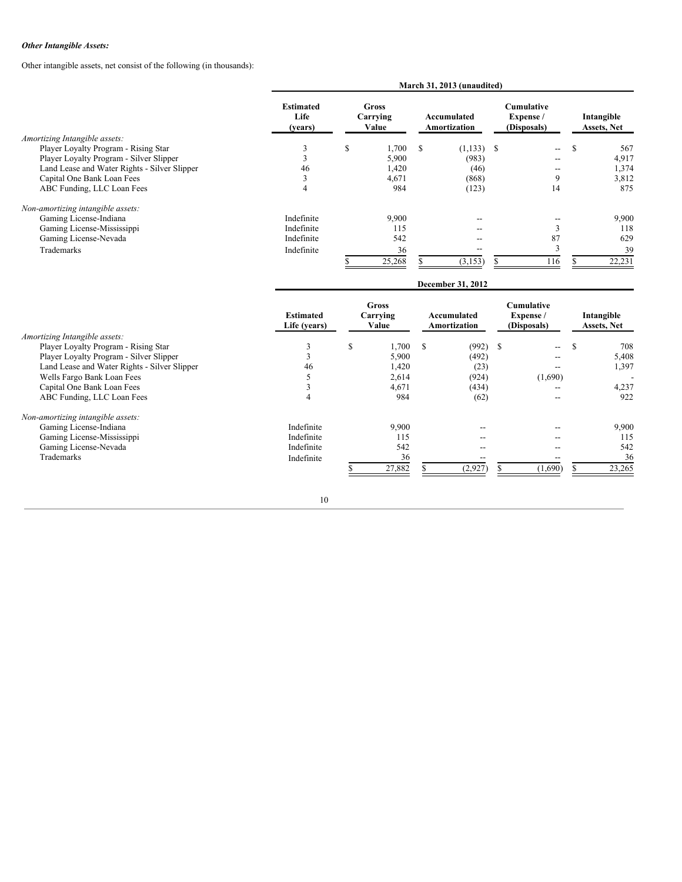***Other Intangible Assets:***

Other intangible assets, net consist of the following (in thousands):

| | March 31, 2013 (unaudited) | | | | |
|---|---|---|---|---|---|
| | Estimated Life (years) | Gross Carrying Value | Accumulated Amortization | Cumulative Expense / (Disposals) | Intangible Assets, Net |
| *Amortizing Intangible assets:* | | | | | |
| Player Loyalty Program - Rising Star | 3 | $ 1,700 | $ (1,133) | $ -- | $ 567 |
| Player Loyalty Program - Silver Slipper | 3 | 5,900 | (983) | -- | 4,917 |
| Land Lease and Water Rights - Silver Slipper | 46 | 1,420 | (46) | -- | 1,374 |
| Capital One Bank Loan Fees | 3 | 4,671 | (868) | 9 | 3,812 |
| ABC Funding, LLC Loan Fees | 4 | 984 | (123) | 14 | 875 |
| *Non-amortizing intangible assets:* | | | | | |
| Gaming License-Indiana | Indefinite | 9,900 | -- | -- | 9,900 |
| Gaming License-Mississippi | Indefinite | 115 | -- | 3 | 118 |
| Gaming License-Nevada | Indefinite | 542 | -- | 87 | 629 |
| Trademarks | Indefinite | 36 | -- | 3 | 39 |
| | | $ 25,268 | $ (3,153) | $ 116 | $ 22,231 |

| | December 31, 2012 | | | | |
|---|---|---|---|---|---|
| | Estimated Life (years) | Gross Carrying Value | Accumulated Amortization | Cumulative Expense / (Disposals) | Intangible Assets, Net |
| *Amortizing Intangible assets:* | | | | | |
| Player Loyalty Program - Rising Star | 3 | $ 1,700 | $ (992) | $ -- | $ 708 |
| Player Loyalty Program - Silver Slipper | 3 | 5,900 | (492) | -- | 5,408 |
| Land Lease and Water Rights - Silver Slipper | 46 | 1,420 | (23) | -- | 1,397 |
| Wells Fargo Bank Loan Fees | 5 | 2,614 | (924) | (1,690) | - |
| Capital One Bank Loan Fees | 3 | 4,671 | (434) | -- | 4,237 |
| ABC Funding, LLC Loan Fees | 4 | 984 | (62) | -- | 922 |
| *Non-amortizing intangible assets:* | | | | | |
| Gaming License-Indiana | Indefinite | 9,900 | -- | -- | 9,900 |
| Gaming License-Mississippi | Indefinite | 115 | -- | -- | 115 |
| Gaming License-Nevada | Indefinite | 542 | -- | -- | 542 |
| Trademarks | Indefinite | 36 | -- | -- | 36 |
| | | $ 27,882 | $ (2,927) | $ (1,690) | $ 23,265 |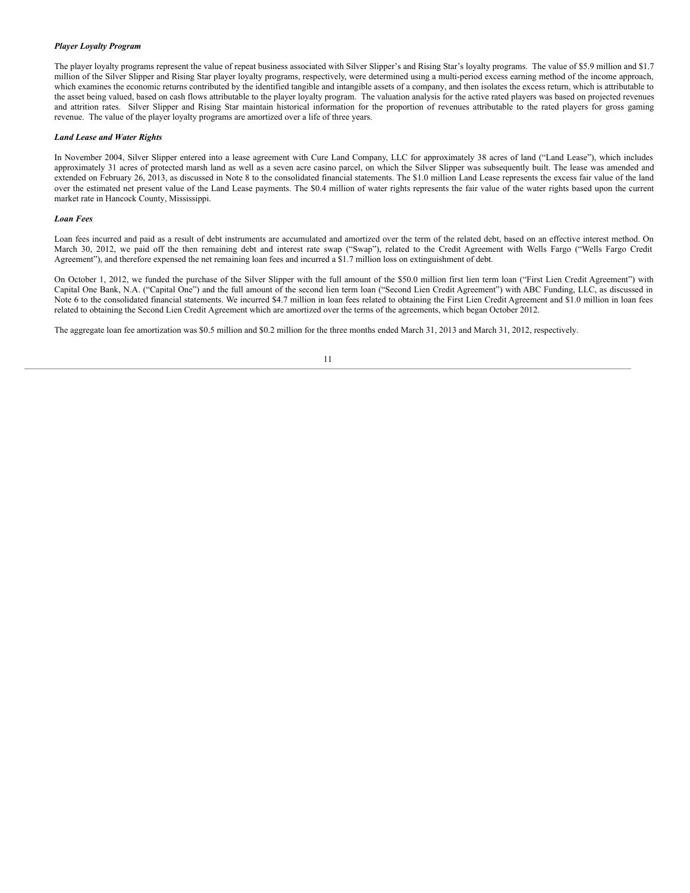***Player Loyalty Program***

The player loyalty programs represent the value of repeat business associated with Silver Slipper's and Rising Star's loyalty programs. The value of $5.9 million and $1.7 million of the Silver Slipper and Rising Star player loyalty programs, respectively, were determined using a multi-period excess earning method of the income approach, which examines the economic returns contributed by the identified tangible and intangible assets of a company, and then isolates the excess return, which is attributable to the asset being valued, based on cash flows attributable to the player loyalty program. The valuation analysis for the active rated players was based on projected revenues and attrition rates. Silver Slipper and Rising Star maintain historical information for the proportion of revenues attributable to the rated players for gross gaming revenue. The value of the player loyalty programs are amortized over a life of three years.

***Land Lease and Water Rights***

In November 2004, Silver Slipper entered into a lease agreement with Cure Land Company, LLC for approximately 38 acres of land ("Land Lease"), which includes approximately 31 acres of protected marsh land as well as a seven acre casino parcel, on which the Silver Slipper was subsequently built. The lease was amended and extended on February 26, 2013, as discussed in Note 8 to the consolidated financial statements. The $1.0 million Land Lease represents the excess fair value of the land over the estimated net present value of the Land Lease payments. The $0.4 million of water rights represents the fair value of the water rights based upon the current market rate in Hancock County, Mississippi.

***Loan Fees***

Loan fees incurred and paid as a result of debt instruments are accumulated and amortized over the term of the related debt, based on an effective interest method. On March 30, 2012, we paid off the then remaining debt and interest rate swap ("Swap"), related to the Credit Agreement with Wells Fargo ("Wells Fargo Credit Agreement"), and therefore expensed the net remaining loan fees and incurred a $1.7 million loss on extinguishment of debt.

On October 1, 2012, we funded the purchase of the Silver Slipper with the full amount of the $50.0 million first lien term loan ("First Lien Credit Agreement") with Capital One Bank, N.A. ("Capital One") and the full amount of the second lien term loan ("Second Lien Credit Agreement") with ABC Funding, LLC, as discussed in Note 6 to the consolidated financial statements. We incurred $4.7 million in loan fees related to obtaining the First Lien Credit Agreement and $1.0 million in loan fees related to obtaining the Second Lien Credit Agreement which are amortized over the terms of the agreements, which began October 2012.

The aggregate loan fee amortization was $0.5 million and $0.2 million for the three months ended March 31, 2013 and March 31, 2012, respectively.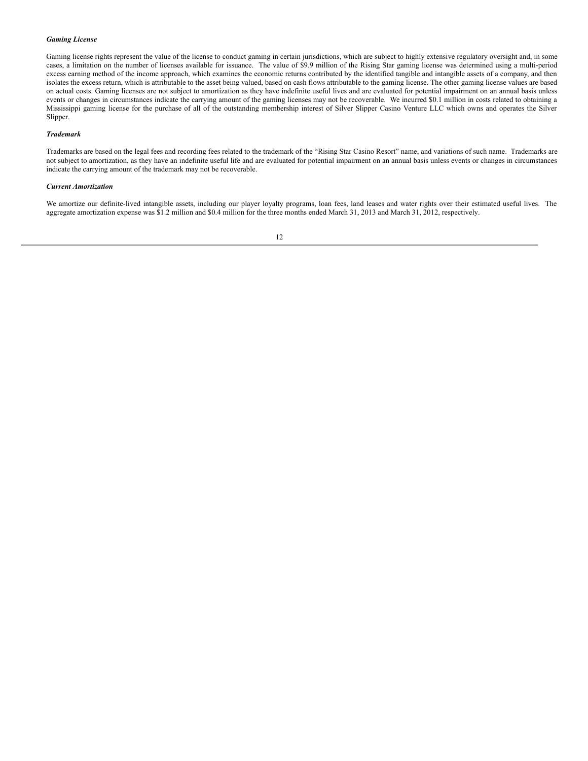***Gaming License***

Gaming license rights represent the value of the license to conduct gaming in certain jurisdictions, which are subject to highly extensive regulatory oversight and, in some cases, a limitation on the number of licenses available for issuance. The value of $9.9 million of the Rising Star gaming license was determined using a multi-period excess earning method of the income approach, which examines the economic returns contributed by the identified tangible and intangible assets of a company, and then isolates the excess return, which is attributable to the asset being valued, based on cash flows attributable to the gaming license. The other gaming license values are based on actual costs. Gaming licenses are not subject to amortization as they have indefinite useful lives and are evaluated for potential impairment on an annual basis unless events or changes in circumstances indicate the carrying amount of the gaming licenses may not be recoverable. We incurred $0.1 million in costs related to obtaining a Mississippi gaming license for the purchase of all of the outstanding membership interest of Silver Slipper Casino Venture LLC which owns and operates the Silver Slipper.

***Trademark***

Trademarks are based on the legal fees and recording fees related to the trademark of the "Rising Star Casino Resort" name, and variations of such name. Trademarks are not subject to amortization, as they have an indefinite useful life and are evaluated for potential impairment on an annual basis unless events or changes in circumstances indicate the carrying amount of the trademark may not be recoverable.

***Current Amortization***

We amortize our definite-lived intangible assets, including our player loyalty programs, loan fees, land leases and water rights over their estimated useful lives. The aggregate amortization expense was $1.2 million and $0.4 million for the three months ended March 31, 2013 and March 31, 2012, respectively.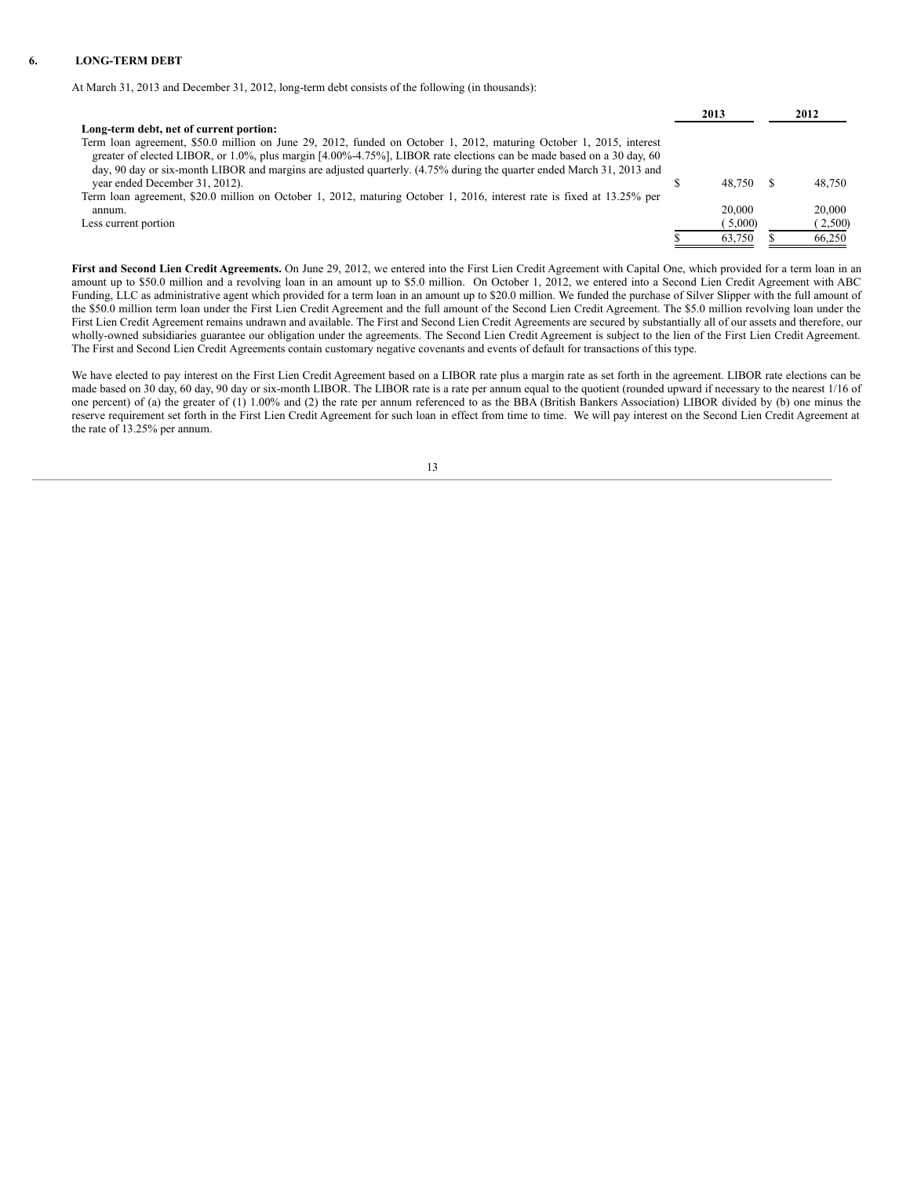## 6. LONG-TERM DEBT

At March 31, 2013 and December 31, 2012, long-term debt consists of the following (in thousands):

| | 2013 | 2012 |
|---|---|---|
| **Long-term debt, net of current portion:** | | |
| Term loan agreement, $50.0 million on June 29, 2012, funded on October 1, 2012, maturing October 1, 2015, interest greater of elected LIBOR, or 1.0%, plus margin [4.00%-4.75%], LIBOR rate elections can be made based on a 30 day, 60 day, 90 day or six-month LIBOR and margins are adjusted quarterly. (4.75% during the quarter ended March 31, 2013 and year ended December 31, 2012). | $ 48,750 | $ 48,750 |
| Term loan agreement, $20.0 million on October 1, 2012, maturing October 1, 2016, interest rate is fixed at 13.25% per annum. | 20,000 | 20,000 |
| Less current portion | ( 5,000) | ( 2,500) |
| | $ 63,750 | $ 66,250 |

**First and Second Lien Credit Agreements.** On June 29, 2012, we entered into the First Lien Credit Agreement with Capital One, which provided for a term loan in an amount up to $50.0 million and a revolving loan in an amount up to $5.0 million. On October 1, 2012, we entered into a Second Lien Credit Agreement with ABC Funding, LLC as administrative agent which provided for a term loan in an amount up to $20.0 million. We funded the purchase of Silver Slipper with the full amount of the $50.0 million term loan under the First Lien Credit Agreement and the full amount of the Second Lien Credit Agreement. The $5.0 million revolving loan under the First Lien Credit Agreement remains undrawn and available. The First and Second Lien Credit Agreements are secured by substantially all of our assets and therefore, our wholly-owned subsidiaries guarantee our obligation under the agreements. The Second Lien Credit Agreement is subject to the lien of the First Lien Credit Agreement. The First and Second Lien Credit Agreements contain customary negative covenants and events of default for transactions of this type.

We have elected to pay interest on the First Lien Credit Agreement based on a LIBOR rate plus a margin rate as set forth in the agreement. LIBOR rate elections can be made based on 30 day, 60 day, 90 day or six-month LIBOR. The LIBOR rate is a rate per annum equal to the quotient (rounded upward if necessary to the nearest 1/16 of one percent) of (a) the greater of (1) 1.00% and (2) the rate per annum referenced to as the BBA (British Bankers Association) LIBOR divided by (b) one minus the reserve requirement set forth in the First Lien Credit Agreement for such loan in effect from time to time. We will pay interest on the Second Lien Credit Agreement at the rate of 13.25% per annum.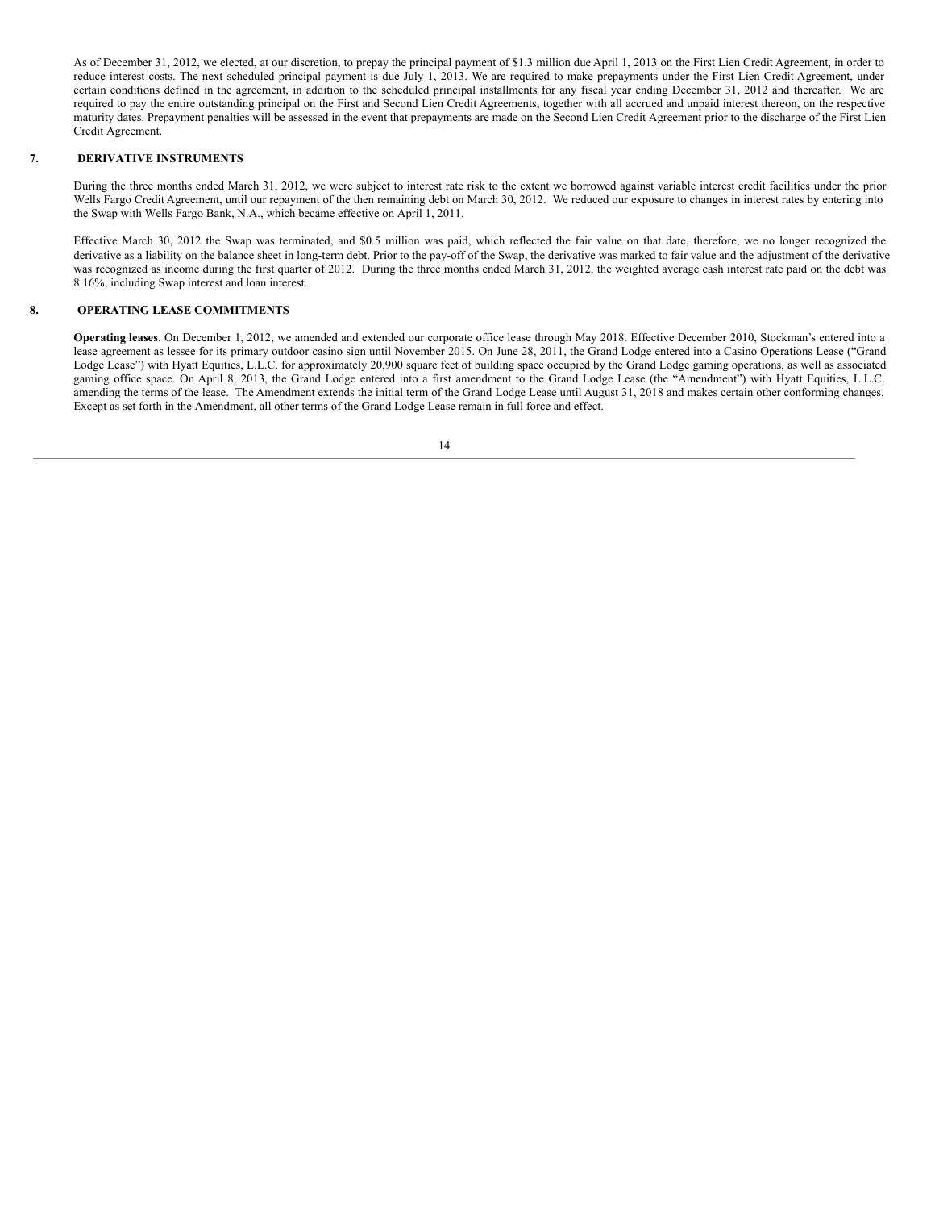As of December 31, 2012, we elected, at our discretion, to prepay the principal payment of $1.3 million due April 1, 2013 on the First Lien Credit Agreement, in order to reduce interest costs. The next scheduled principal payment is due July 1, 2013. We are required to make prepayments under the First Lien Credit Agreement, under certain conditions defined in the agreement, in addition to the scheduled principal installments for any fiscal year ending December 31, 2012 and thereafter. We are required to pay the entire outstanding principal on the First and Second Lien Credit Agreements, together with all accrued and unpaid interest thereon, on the respective maturity dates. Prepayment penalties will be assessed in the event that prepayments are made on the Second Lien Credit Agreement prior to the discharge of the First Lien Credit Agreement.

## 7. DERIVATIVE INSTRUMENTS

During the three months ended March 31, 2012, we were subject to interest rate risk to the extent we borrowed against variable interest credit facilities under the prior Wells Fargo Credit Agreement, until our repayment of the then remaining debt on March 30, 2012. We reduced our exposure to changes in interest rates by entering into the Swap with Wells Fargo Bank, N.A., which became effective on April 1, 2011.

Effective March 30, 2012 the Swap was terminated, and $0.5 million was paid, which reflected the fair value on that date, therefore, we no longer recognized the derivative as a liability on the balance sheet in long-term debt. Prior to the pay-off of the Swap, the derivative was marked to fair value and the adjustment of the derivative was recognized as income during the first quarter of 2012. During the three months ended March 31, 2012, the weighted average cash interest rate paid on the debt was 8.16%, including Swap interest and loan interest.

## 8. OPERATING LEASE COMMITMENTS

**Operating leases**. On December 1, 2012, we amended and extended our corporate office lease through May 2018. Effective December 2010, Stockman's entered into a lease agreement as lessee for its primary outdoor casino sign until November 2015. On June 28, 2011, the Grand Lodge entered into a Casino Operations Lease ("Grand Lodge Lease") with Hyatt Equities, L.L.C. for approximately 20,900 square feet of building space occupied by the Grand Lodge gaming operations, as well as associated gaming office space. On April 8, 2013, the Grand Lodge entered into a first amendment to the Grand Lodge Lease (the "Amendment") with Hyatt Equities, L.L.C. amending the terms of the lease. The Amendment extends the initial term of the Grand Lodge Lease until August 31, 2018 and makes certain other conforming changes. Except as set forth in the Amendment, all other terms of the Grand Lodge Lease remain in full force and effect.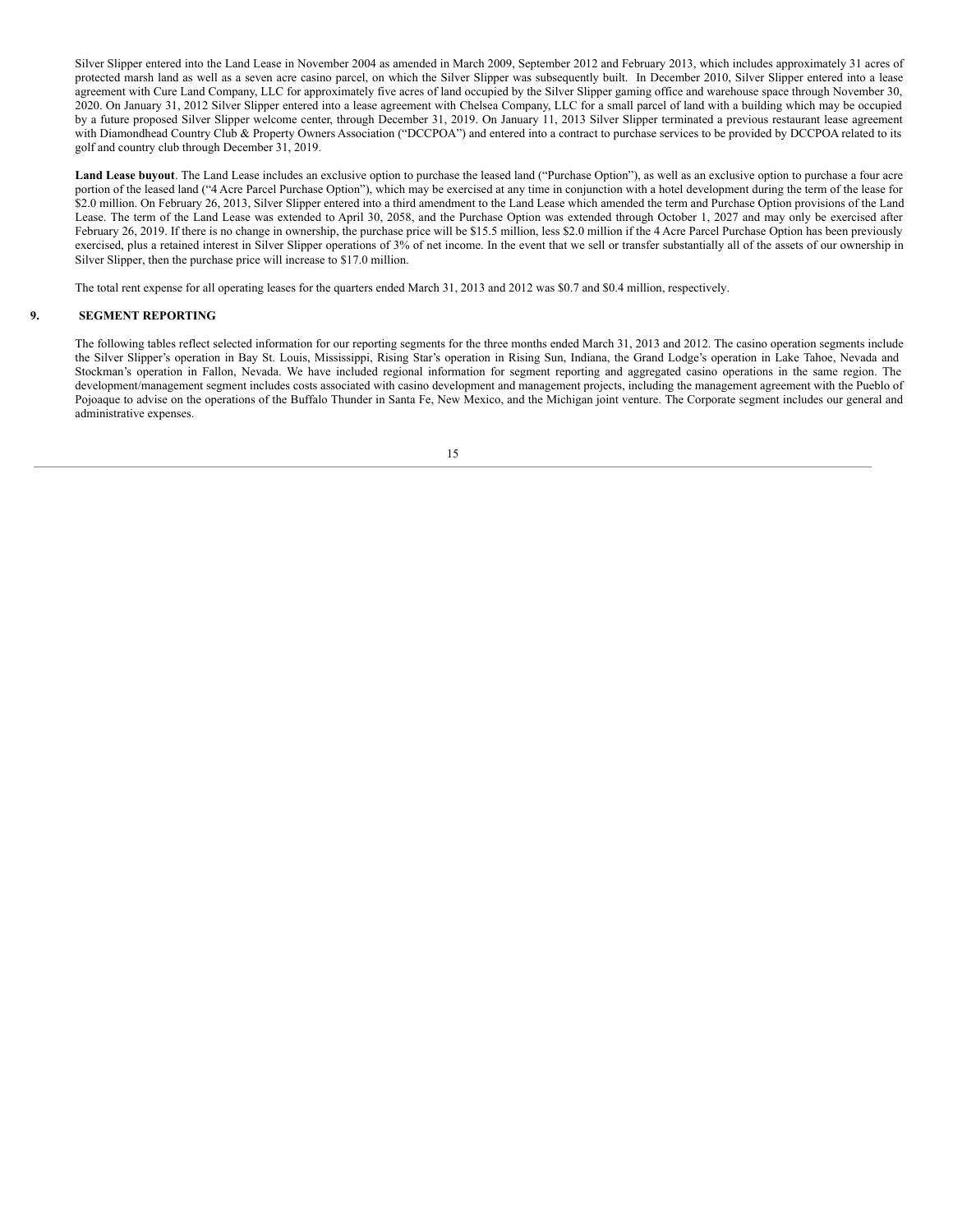Silver Slipper entered into the Land Lease in November 2004 as amended in March 2009, September 2012 and February 2013, which includes approximately 31 acres of protected marsh land as well as a seven acre casino parcel, on which the Silver Slipper was subsequently built. In December 2010, Silver Slipper entered into a lease agreement with Cure Land Company, LLC for approximately five acres of land occupied by the Silver Slipper gaming office and warehouse space through November 30, 2020. On January 31, 2012 Silver Slipper entered into a lease agreement with Chelsea Company, LLC for a small parcel of land with a building which may be occupied by a future proposed Silver Slipper welcome center, through December 31, 2019. On January 11, 2013 Silver Slipper terminated a previous restaurant lease agreement with Diamondhead Country Club & Property Owners Association ("DCCPOA") and entered into a contract to purchase services to be provided by DCCPOA related to its golf and country club through December 31, 2019.

**Land Lease buyout**. The Land Lease includes an exclusive option to purchase the leased land ("Purchase Option"), as well as an exclusive option to purchase a four acre portion of the leased land ("4 Acre Parcel Purchase Option"), which may be exercised at any time in conjunction with a hotel development during the term of the lease for $2.0 million. On February 26, 2013, Silver Slipper entered into a third amendment to the Land Lease which amended the term and Purchase Option provisions of the Land Lease. The term of the Land Lease was extended to April 30, 2058, and the Purchase Option was extended through October 1, 2027 and may only be exercised after February 26, 2019. If there is no change in ownership, the purchase price will be $15.5 million, less $2.0 million if the 4 Acre Parcel Purchase Option has been previously exercised, plus a retained interest in Silver Slipper operations of 3% of net income. In the event that we sell or transfer substantially all of the assets of our ownership in Silver Slipper, then the purchase price will increase to $17.0 million.

The total rent expense for all operating leases for the quarters ended March 31, 2013 and 2012 was $0.7 and $0.4 million, respectively.

## 9. SEGMENT REPORTING

The following tables reflect selected information for our reporting segments for the three months ended March 31, 2013 and 2012. The casino operation segments include the Silver Slipper's operation in Bay St. Louis, Mississippi, Rising Star's operation in Rising Sun, Indiana, the Grand Lodge's operation in Lake Tahoe, Nevada and Stockman's operation in Fallon, Nevada. We have included regional information for segment reporting and aggregated casino operations in the same region. The development/management segment includes costs associated with casino development and management projects, including the management agreement with the Pueblo of Pojoaque to advise on the operations of the Buffalo Thunder in Santa Fe, New Mexico, and the Michigan joint venture. The Corporate segment includes our general and administrative expenses.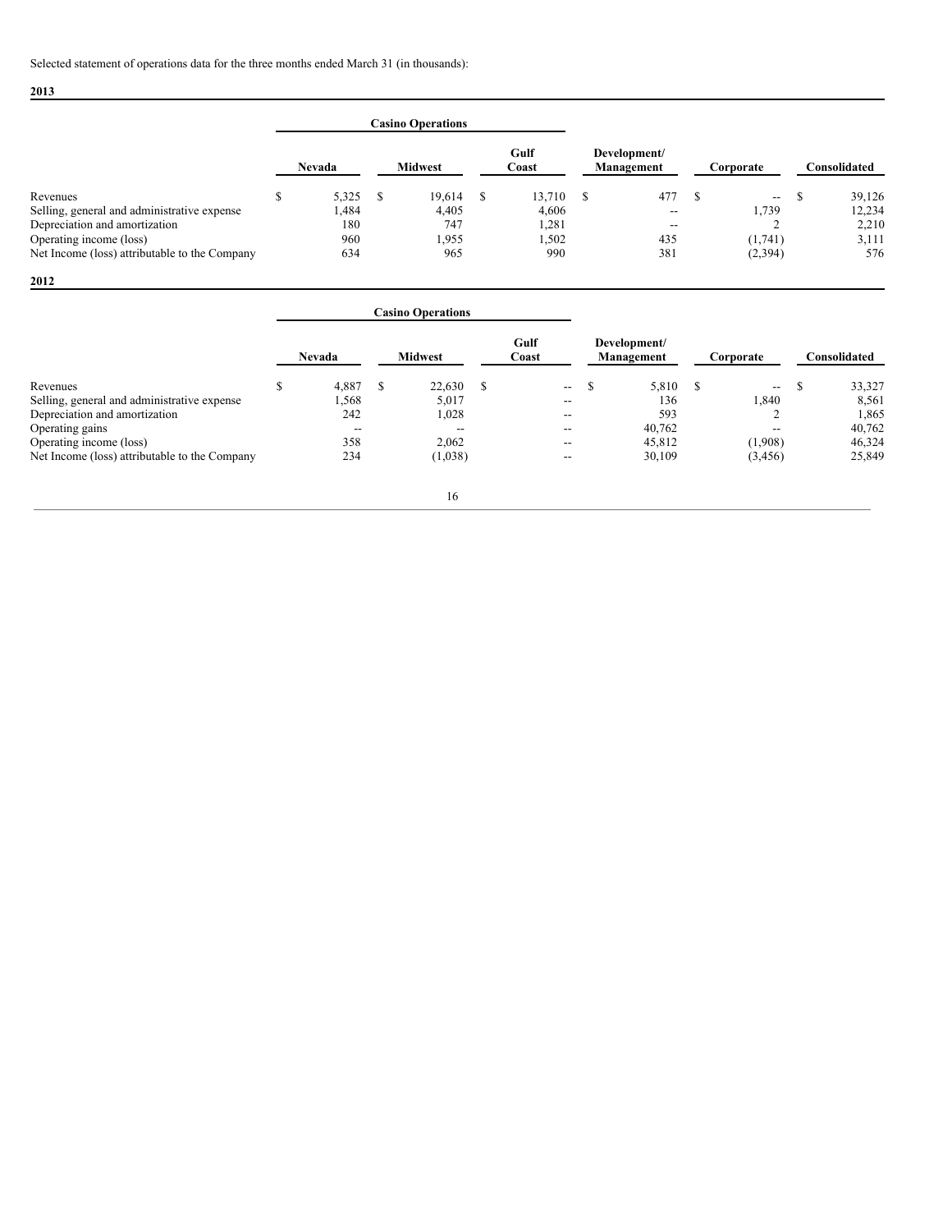Selected statement of operations data for the three months ended March 31 (in thousands):

**2013**

| | Casino Operations | | | | | |
|---|---|---|---|---|---|---|
| | Nevada | Midwest | Gulf Coast | Development/ Management | Corporate | Consolidated |
| Revenues | $ 5,325 | $ 19,614 | $ 13,710 | $ 477 | $ -- | $ 39,126 |
| Selling, general and administrative expense | 1,484 | 4,405 | 4,606 | -- | 1,739 | 12,234 |
| Depreciation and amortization | 180 | 747 | 1,281 | -- | 2 | 2,210 |
| Operating income (loss) | 960 | 1,955 | 1,502 | 435 | (1,741) | 3,111 |
| Net Income (loss) attributable to the Company | 634 | 965 | 990 | 381 | (2,394) | 576 |

**2012**

| | Casino Operations | | | | | |
|---|---|---|---|---|---|---|
| | Nevada | Midwest | Gulf Coast | Development/ Management | Corporate | Consolidated |
| Revenues | $ 4,887 | $ 22,630 | $ -- | $ 5,810 | $ -- | $ 33,327 |
| Selling, general and administrative expense | 1,568 | 5,017 | -- | 136 | 1,840 | 8,561 |
| Depreciation and amortization | 242 | 1,028 | -- | 593 | 2 | 1,865 |
| Operating gains | -- | -- | -- | 40,762 | -- | 40,762 |
| Operating income (loss) | 358 | 2,062 | -- | 45,812 | (1,908) | 46,324 |
| Net Income (loss) attributable to the Company | 234 | (1,038) | -- | 30,109 | (3,456) | 25,849 |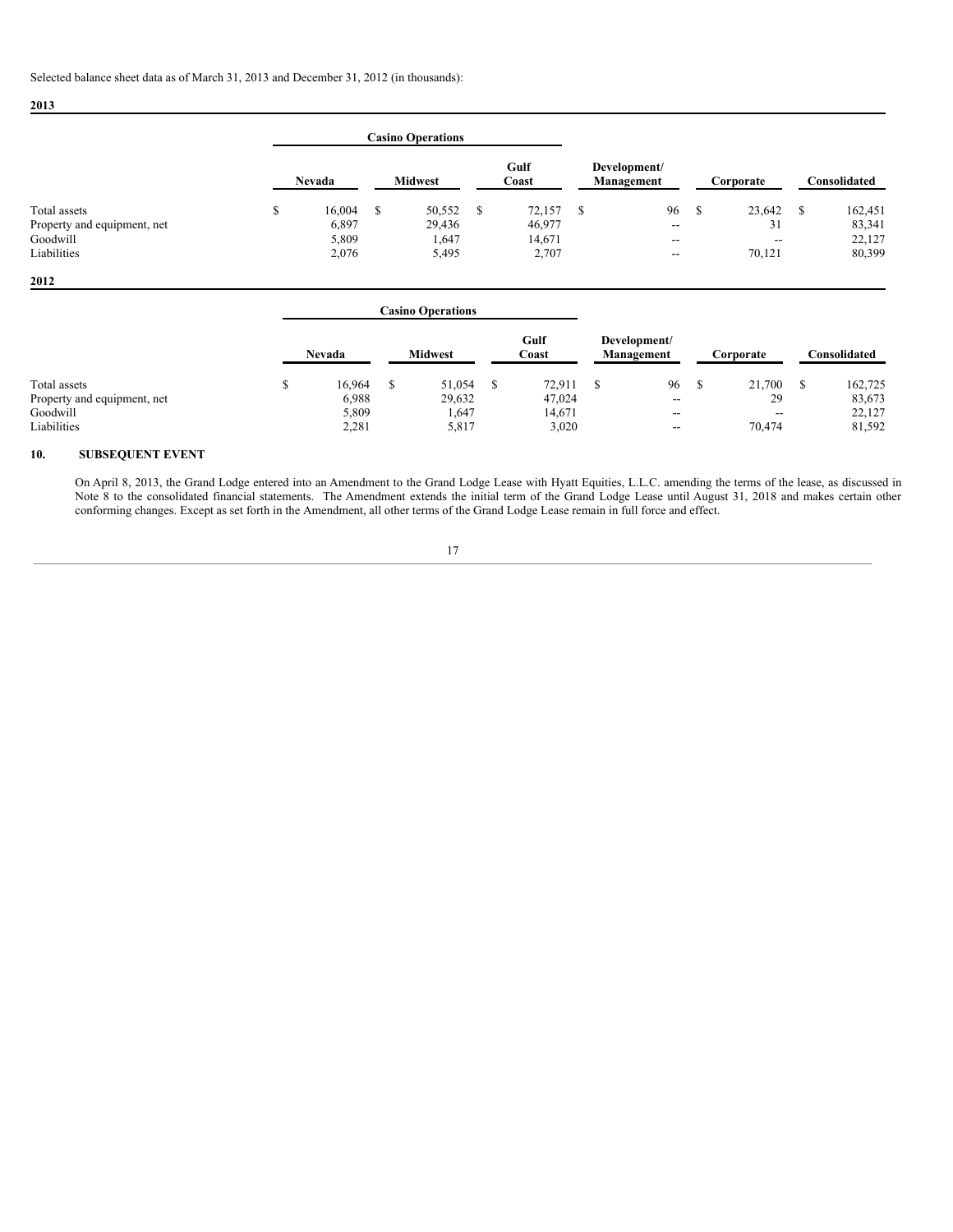Selected balance sheet data as of March 31, 2013 and December 31, 2012 (in thousands):

**2013**

| | Casino Operations | | | | | |
|---|---|---|---|---|---|---|
| | Nevada | Midwest | Gulf Coast | Development/ Management | Corporate | Consolidated |
| Total assets | $ 16,004 | $ 50,552 | $ 72,157 | $ 96 | $ 23,642 | $ 162,451 |
| Property and equipment, net | 6,897 | 29,436 | 46,977 | -- | 31 | 83,341 |
| Goodwill | 5,809 | 1,647 | 14,671 | -- | -- | 22,127 |
| Liabilities | 2,076 | 5,495 | 2,707 | -- | 70,121 | 80,399 |

**2012**

| | Casino Operations | | | | | |
|---|---|---|---|---|---|---|
| | Nevada | Midwest | Gulf Coast | Development/ Management | Corporate | Consolidated |
| Total assets | $ 16,964 | $ 51,054 | $ 72,911 | $ 96 | $ 21,700 | $ 162,725 |
| Property and equipment, net | 6,988 | 29,632 | 47,024 | -- | 29 | 83,673 |
| Goodwill | 5,809 | 1,647 | 14,671 | -- | -- | 22,127 |
| Liabilities | 2,281 | 5,817 | 3,020 | -- | 70,474 | 81,592 |

## 10. SUBSEQUENT EVENT

On April 8, 2013, the Grand Lodge entered into an Amendment to the Grand Lodge Lease with Hyatt Equities, L.L.C. amending the terms of the lease, as discussed in Note 8 to the consolidated financial statements. The Amendment extends the initial term of the Grand Lodge Lease until August 31, 2018 and makes certain other conforming changes. Except as set forth in the Amendment, all other terms of the Grand Lodge Lease remain in full force and effect.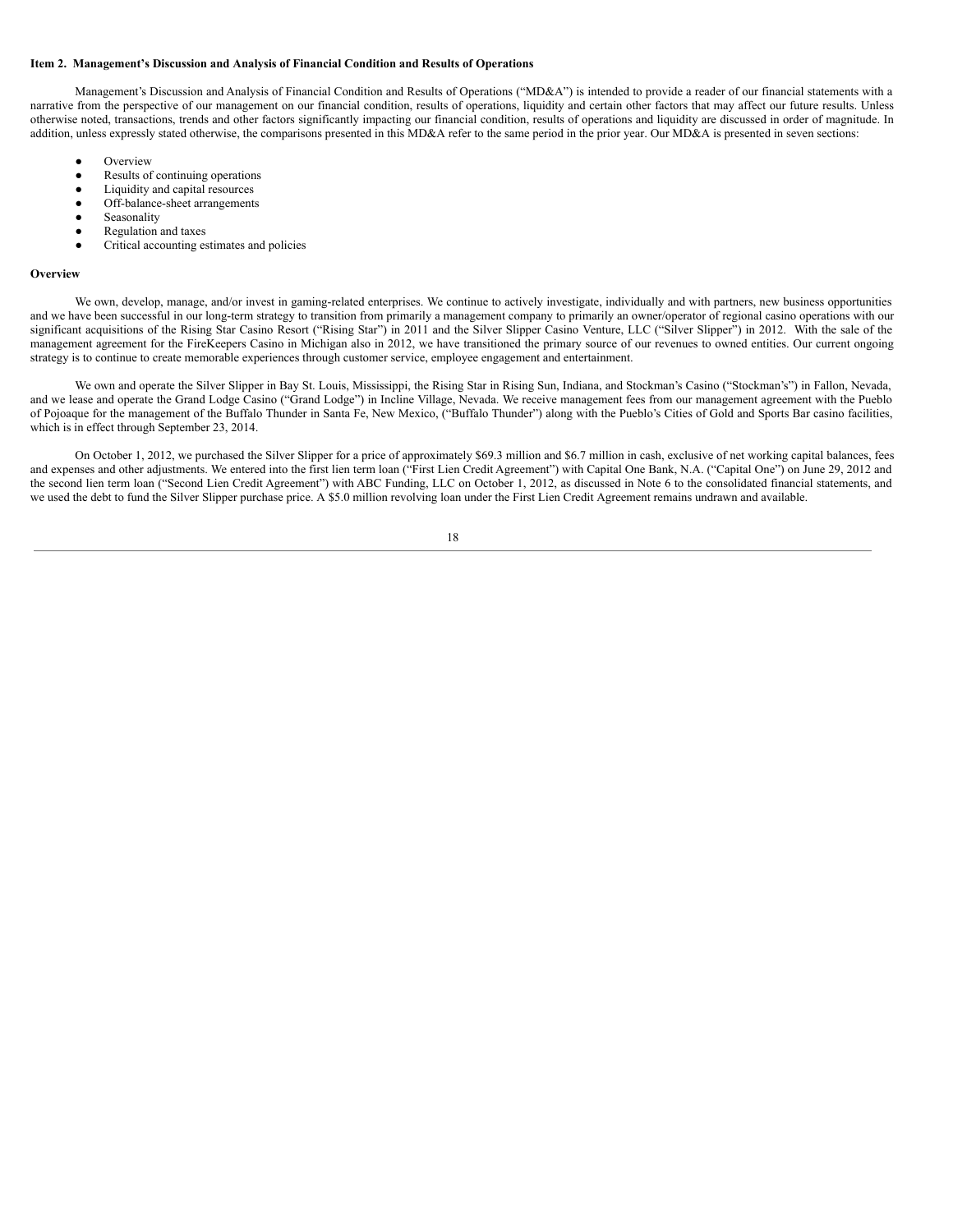**Item 2. Management's Discussion and Analysis of Financial Condition and Results of Operations**

Management's Discussion and Analysis of Financial Condition and Results of Operations ("MD&A") is intended to provide a reader of our financial statements with a narrative from the perspective of our management on our financial condition, results of operations, liquidity and certain other factors that may affect our future results. Unless otherwise noted, transactions, trends and other factors significantly impacting our financial condition, results of operations and liquidity are discussed in order of magnitude. In addition, unless expressly stated otherwise, the comparisons presented in this MD&A refer to the same period in the prior year. Our MD&A is presented in seven sections:

- Overview
- Results of continuing operations
- Liquidity and capital resources
- Off-balance-sheet arrangements
- Seasonality
- Regulation and taxes
- Critical accounting estimates and policies

**Overview**

We own, develop, manage, and/or invest in gaming-related enterprises. We continue to actively investigate, individually and with partners, new business opportunities and we have been successful in our long-term strategy to transition from primarily a management company to primarily an owner/operator of regional casino operations with our significant acquisitions of the Rising Star Casino Resort ("Rising Star") in 2011 and the Silver Slipper Casino Venture, LLC ("Silver Slipper") in 2012. With the sale of the management agreement for the FireKeepers Casino in Michigan also in 2012, we have transitioned the primary source of our revenues to owned entities. Our current ongoing strategy is to continue to create memorable experiences through customer service, employee engagement and entertainment.

We own and operate the Silver Slipper in Bay St. Louis, Mississippi, the Rising Star in Rising Sun, Indiana, and Stockman's Casino ("Stockman's") in Fallon, Nevada, and we lease and operate the Grand Lodge Casino ("Grand Lodge") in Incline Village, Nevada. We receive management fees from our management agreement with the Pueblo of Pojoaque for the management of the Buffalo Thunder in Santa Fe, New Mexico, ("Buffalo Thunder") along with the Pueblo's Cities of Gold and Sports Bar casino facilities, which is in effect through September 23, 2014.

On October 1, 2012, we purchased the Silver Slipper for a price of approximately $69.3 million and $6.7 million in cash, exclusive of net working capital balances, fees and expenses and other adjustments. We entered into the first lien term loan ("First Lien Credit Agreement") with Capital One Bank, N.A. ("Capital One") on June 29, 2012 and the second lien term loan ("Second Lien Credit Agreement") with ABC Funding, LLC on October 1, 2012, as discussed in Note 6 to the consolidated financial statements, and we used the debt to fund the Silver Slipper purchase price. A $5.0 million revolving loan under the First Lien Credit Agreement remains undrawn and available.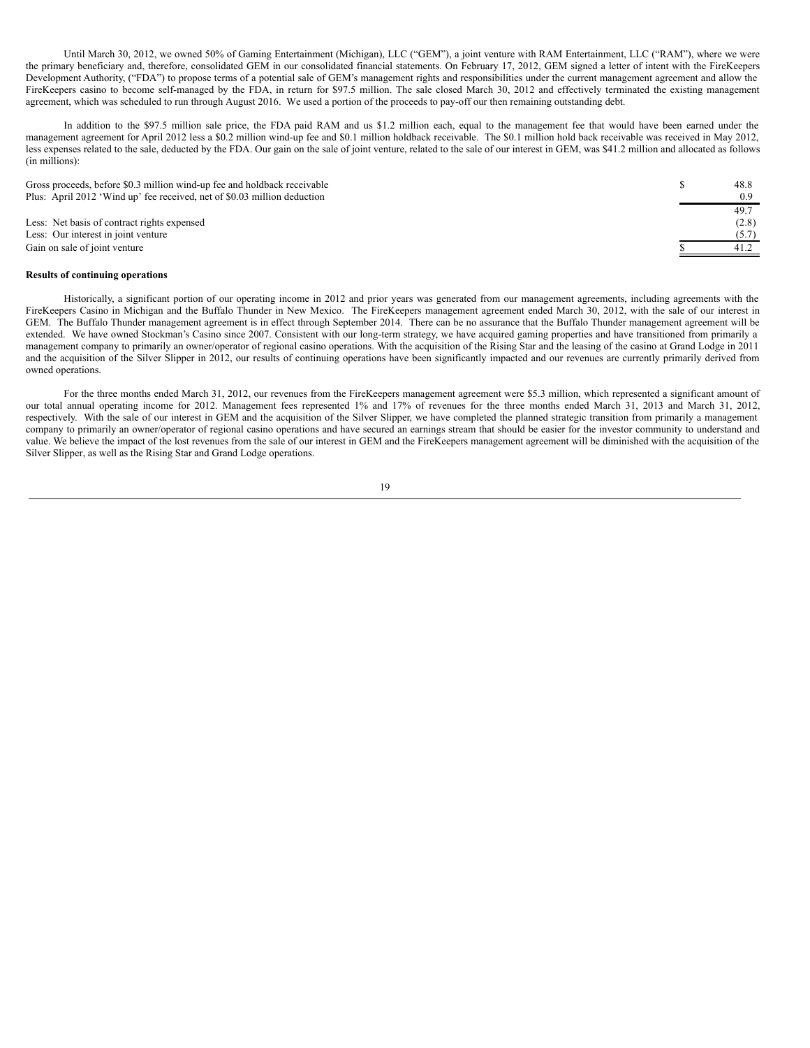Until March 30, 2012, we owned 50% of Gaming Entertainment (Michigan), LLC ("GEM"), a joint venture with RAM Entertainment, LLC ("RAM"), where we were the primary beneficiary and, therefore, consolidated GEM in our consolidated financial statements. On February 17, 2012, GEM signed a letter of intent with the FireKeepers Development Authority, ("FDA") to propose terms of a potential sale of GEM's management rights and responsibilities under the current management agreement and allow the FireKeepers casino to become self-managed by the FDA, in return for $97.5 million. The sale closed March 30, 2012 and effectively terminated the existing management agreement, which was scheduled to run through August 2016. We used a portion of the proceeds to pay-off our then remaining outstanding debt.

In addition to the $97.5 million sale price, the FDA paid RAM and us $1.2 million each, equal to the management fee that would have been earned under the management agreement for April 2012 less a $0.2 million wind-up fee and $0.1 million holdback receivable. The $0.1 million hold back receivable was received in May 2012, less expenses related to the sale, deducted by the FDA. Our gain on the sale of joint venture, related to the sale of our interest in GEM, was $41.2 million and allocated as follows (in millions):

| | | |
|---|---|---|
| Gross proceeds, before $0.3 million wind-up fee and holdback receivable | $ | 48.8 |
| Plus: April 2012 'Wind up' fee received, net of $0.03 million deduction | | 0.9 |
| | | 49.7 |
| Less: Net basis of contract rights expensed | | (2.8) |
| Less: Our interest in joint venture | | (5.7) |
| Gain on sale of joint venture | $ | 41.2 |

**Results of continuing operations**

Historically, a significant portion of our operating income in 2012 and prior years was generated from our management agreements, including agreements with the FireKeepers Casino in Michigan and the Buffalo Thunder in New Mexico. The FireKeepers management agreement ended March 30, 2012, with the sale of our interest in GEM. The Buffalo Thunder management agreement is in effect through September 2014. There can be no assurance that the Buffalo Thunder management agreement will be extended. We have owned Stockman's Casino since 2007. Consistent with our long-term strategy, we have acquired gaming properties and have transitioned from primarily a management company to primarily an owner/operator of regional casino operations. With the acquisition of the Rising Star and the leasing of the casino at Grand Lodge in 2011 and the acquisition of the Silver Slipper in 2012, our results of continuing operations have been significantly impacted and our revenues are currently primarily derived from owned operations.

For the three months ended March 31, 2012, our revenues from the FireKeepers management agreement were $5.3 million, which represented a significant amount of our total annual operating income for 2012. Management fees represented 1% and 17% of revenues for the three months ended March 31, 2013 and March 31, 2012, respectively. With the sale of our interest in GEM and the acquisition of the Silver Slipper, we have completed the planned strategic transition from primarily a management company to primarily an owner/operator of regional casino operations and have secured an earnings stream that should be easier for the investor community to understand and value. We believe the impact of the lost revenues from the sale of our interest in GEM and the FireKeepers management agreement will be diminished with the acquisition of the Silver Slipper, as well as the Rising Star and Grand Lodge operations.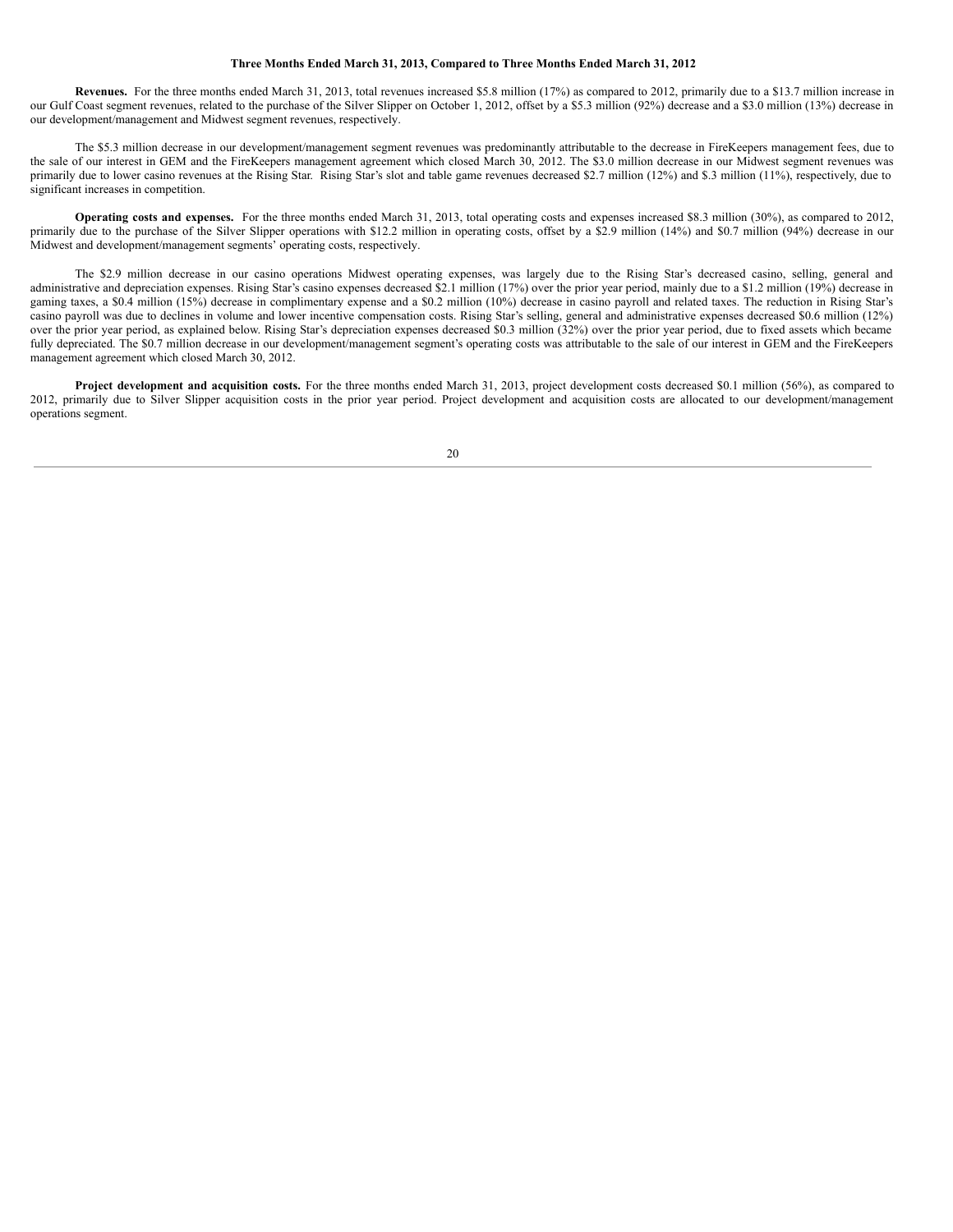### Three Months Ended March 31, 2013, Compared to Three Months Ended March 31, 2012

**Revenues.** For the three months ended March 31, 2013, total revenues increased $5.8 million (17%) as compared to 2012, primarily due to a $13.7 million increase in our Gulf Coast segment revenues, related to the purchase of the Silver Slipper on October 1, 2012, offset by a $5.3 million (92%) decrease and a $3.0 million (13%) decrease in our development/management and Midwest segment revenues, respectively.

The $5.3 million decrease in our development/management segment revenues was predominantly attributable to the decrease in FireKeepers management fees, due to the sale of our interest in GEM and the FireKeepers management agreement which closed March 30, 2012. The $3.0 million decrease in our Midwest segment revenues was primarily due to lower casino revenues at the Rising Star. Rising Star's slot and table game revenues decreased $2.7 million (12%) and $.3 million (11%), respectively, due to significant increases in competition.

**Operating costs and expenses.** For the three months ended March 31, 2013, total operating costs and expenses increased $8.3 million (30%), as compared to 2012, primarily due to the purchase of the Silver Slipper operations with $12.2 million in operating costs, offset by a $2.9 million (14%) and $0.7 million (94%) decrease in our Midwest and development/management segments' operating costs, respectively.

The $2.9 million decrease in our casino operations Midwest operating expenses, was largely due to the Rising Star's decreased casino, selling, general and administrative and depreciation expenses. Rising Star's casino expenses decreased $2.1 million (17%) over the prior year period, mainly due to a $1.2 million (19%) decrease in gaming taxes, a $0.4 million (15%) decrease in complimentary expense and a $0.2 million (10%) decrease in casino payroll and related taxes. The reduction in Rising Star's casino payroll was due to declines in volume and lower incentive compensation costs. Rising Star's selling, general and administrative expenses decreased $0.6 million (12%) over the prior year period, as explained below. Rising Star's depreciation expenses decreased $0.3 million (32%) over the prior year period, due to fixed assets which became fully depreciated. The $0.7 million decrease in our development/management segment's operating costs was attributable to the sale of our interest in GEM and the FireKeepers management agreement which closed March 30, 2012.

**Project development and acquisition costs.** For the three months ended March 31, 2013, project development costs decreased $0.1 million (56%), as compared to 2012, primarily due to Silver Slipper acquisition costs in the prior year period. Project development and acquisition costs are allocated to our development/management operations segment.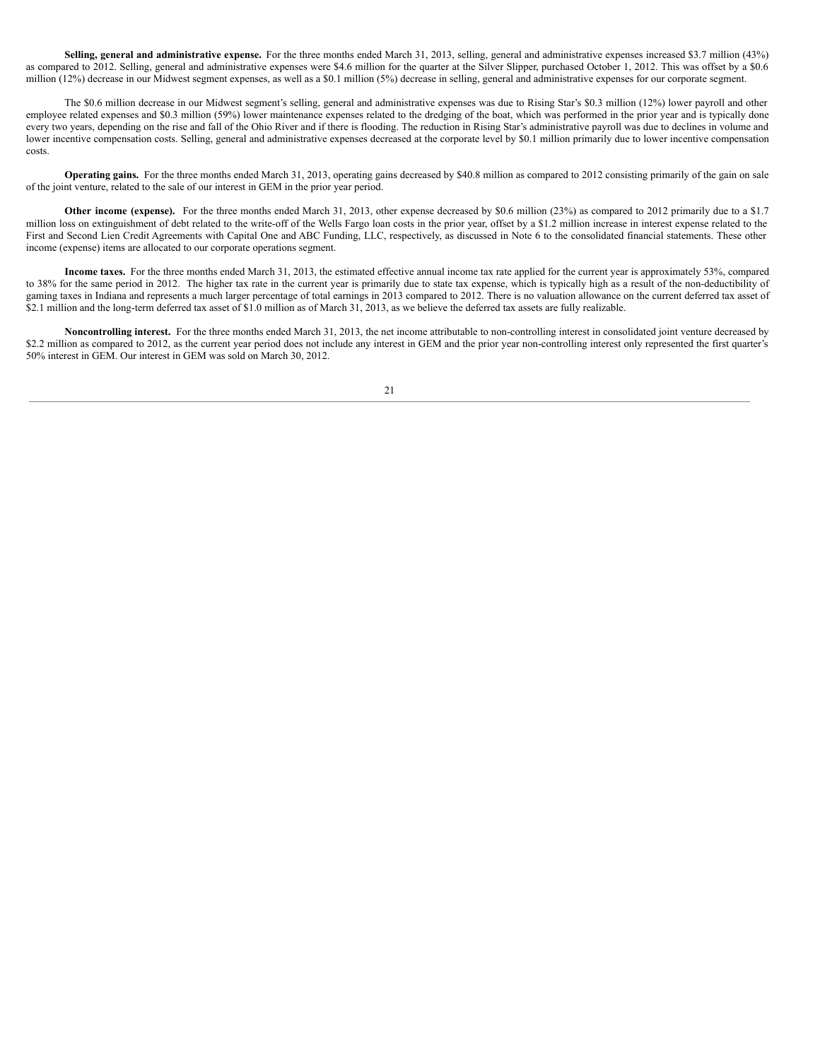**Selling, general and administrative expense.** For the three months ended March 31, 2013, selling, general and administrative expenses increased $3.7 million (43%) as compared to 2012. Selling, general and administrative expenses were $4.6 million for the quarter at the Silver Slipper, purchased October 1, 2012. This was offset by a $0.6 million (12%) decrease in our Midwest segment expenses, as well as a $0.1 million (5%) decrease in selling, general and administrative expenses for our corporate segment.

The $0.6 million decrease in our Midwest segment's selling, general and administrative expenses was due to Rising Star's $0.3 million (12%) lower payroll and other employee related expenses and $0.3 million (59%) lower maintenance expenses related to the dredging of the boat, which was performed in the prior year and is typically done every two years, depending on the rise and fall of the Ohio River and if there is flooding. The reduction in Rising Star's administrative payroll was due to declines in volume and lower incentive compensation costs. Selling, general and administrative expenses decreased at the corporate level by $0.1 million primarily due to lower incentive compensation costs.

**Operating gains.** For the three months ended March 31, 2013, operating gains decreased by $40.8 million as compared to 2012 consisting primarily of the gain on sale of the joint venture, related to the sale of our interest in GEM in the prior year period.

**Other income (expense).** For the three months ended March 31, 2013, other expense decreased by $0.6 million (23%) as compared to 2012 primarily due to a $1.7 million loss on extinguishment of debt related to the write-off of the Wells Fargo loan costs in the prior year, offset by a $1.2 million increase in interest expense related to the First and Second Lien Credit Agreements with Capital One and ABC Funding, LLC, respectively, as discussed in Note 6 to the consolidated financial statements. These other income (expense) items are allocated to our corporate operations segment.

**Income taxes.** For the three months ended March 31, 2013, the estimated effective annual income tax rate applied for the current year is approximately 53%, compared to 38% for the same period in 2012. The higher tax rate in the current year is primarily due to state tax expense, which is typically high as a result of the non-deductibility of gaming taxes in Indiana and represents a much larger percentage of total earnings in 2013 compared to 2012. There is no valuation allowance on the current deferred tax asset of $2.1 million and the long-term deferred tax asset of $1.0 million as of March 31, 2013, as we believe the deferred tax assets are fully realizable.

**Noncontrolling interest.** For the three months ended March 31, 2013, the net income attributable to non-controlling interest in consolidated joint venture decreased by $2.2 million as compared to 2012, as the current year period does not include any interest in GEM and the prior year non-controlling interest only represented the first quarter's 50% interest in GEM. Our interest in GEM was sold on March 30, 2012.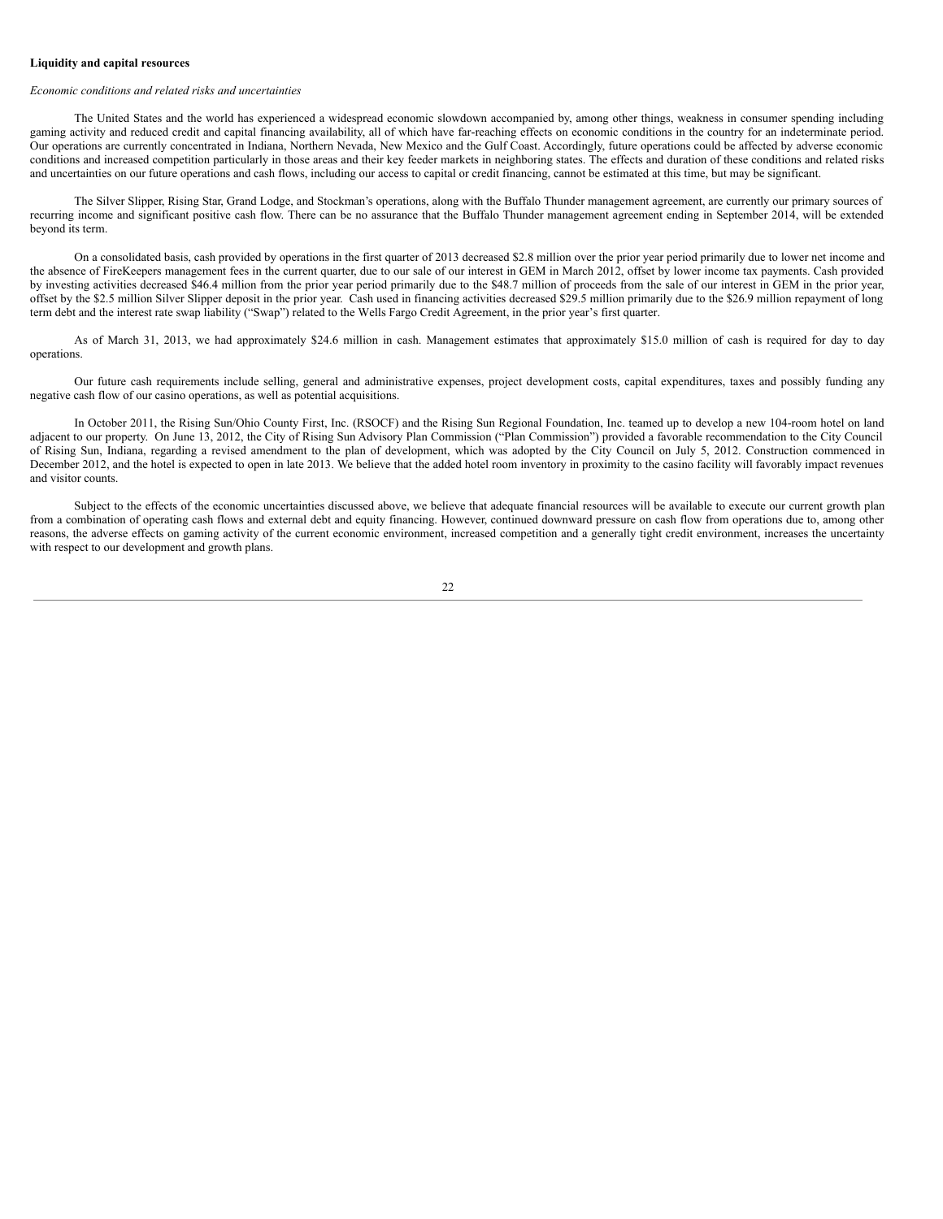**Liquidity and capital resources**

*Economic conditions and related risks and uncertainties*

The United States and the world has experienced a widespread economic slowdown accompanied by, among other things, weakness in consumer spending including gaming activity and reduced credit and capital financing availability, all of which have far-reaching effects on economic conditions in the country for an indeterminate period. Our operations are currently concentrated in Indiana, Northern Nevada, New Mexico and the Gulf Coast. Accordingly, future operations could be affected by adverse economic conditions and increased competition particularly in those areas and their key feeder markets in neighboring states. The effects and duration of these conditions and related risks and uncertainties on our future operations and cash flows, including our access to capital or credit financing, cannot be estimated at this time, but may be significant.

The Silver Slipper, Rising Star, Grand Lodge, and Stockman's operations, along with the Buffalo Thunder management agreement, are currently our primary sources of recurring income and significant positive cash flow. There can be no assurance that the Buffalo Thunder management agreement ending in September 2014, will be extended beyond its term.

On a consolidated basis, cash provided by operations in the first quarter of 2013 decreased $2.8 million over the prior year period primarily due to lower net income and the absence of FireKeepers management fees in the current quarter, due to our sale of our interest in GEM in March 2012, offset by lower income tax payments. Cash provided by investing activities decreased $46.4 million from the prior year period primarily due to the $48.7 million of proceeds from the sale of our interest in GEM in the prior year, offset by the $2.5 million Silver Slipper deposit in the prior year. Cash used in financing activities decreased $29.5 million primarily due to the $26.9 million repayment of long term debt and the interest rate swap liability ("Swap") related to the Wells Fargo Credit Agreement, in the prior year's first quarter.

As of March 31, 2013, we had approximately $24.6 million in cash. Management estimates that approximately $15.0 million of cash is required for day to day operations.

Our future cash requirements include selling, general and administrative expenses, project development costs, capital expenditures, taxes and possibly funding any negative cash flow of our casino operations, as well as potential acquisitions.

In October 2011, the Rising Sun/Ohio County First, Inc. (RSOCF) and the Rising Sun Regional Foundation, Inc. teamed up to develop a new 104-room hotel on land adjacent to our property. On June 13, 2012, the City of Rising Sun Advisory Plan Commission ("Plan Commission") provided a favorable recommendation to the City Council of Rising Sun, Indiana, regarding a revised amendment to the plan of development, which was adopted by the City Council on July 5, 2012. Construction commenced in December 2012, and the hotel is expected to open in late 2013. We believe that the added hotel room inventory in proximity to the casino facility will favorably impact revenues and visitor counts.

Subject to the effects of the economic uncertainties discussed above, we believe that adequate financial resources will be available to execute our current growth plan from a combination of operating cash flows and external debt and equity financing. However, continued downward pressure on cash flow from operations due to, among other reasons, the adverse effects on gaming activity of the current economic environment, increased competition and a generally tight credit environment, increases the uncertainty with respect to our development and growth plans.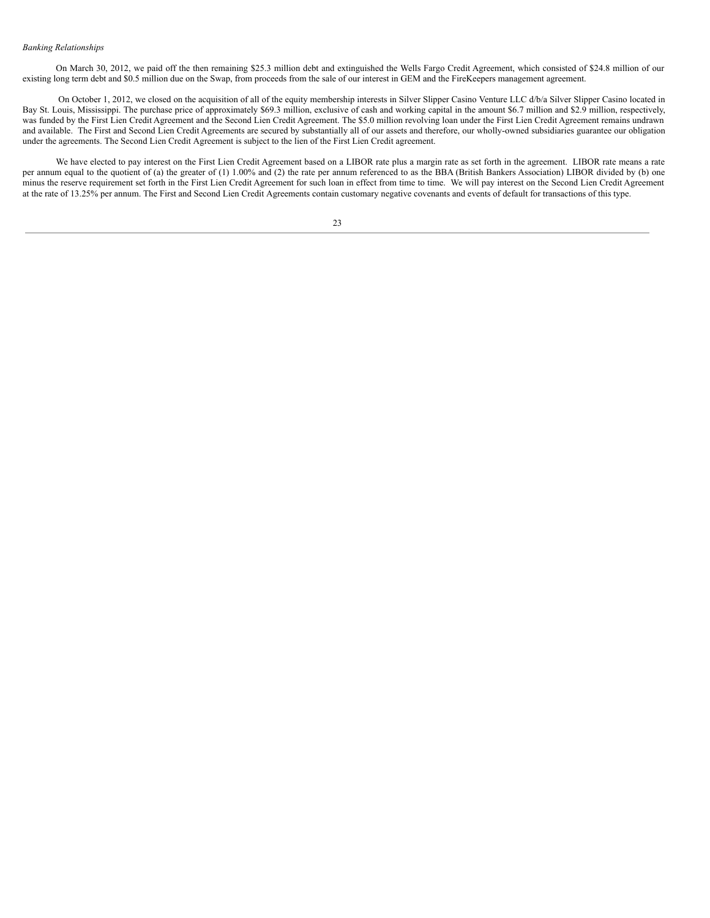*Banking Relationships*

On March 30, 2012, we paid off the then remaining $25.3 million debt and extinguished the Wells Fargo Credit Agreement, which consisted of $24.8 million of our existing long term debt and $0.5 million due on the Swap, from proceeds from the sale of our interest in GEM and the FireKeepers management agreement.

On October 1, 2012, we closed on the acquisition of all of the equity membership interests in Silver Slipper Casino Venture LLC d/b/a Silver Slipper Casino located in Bay St. Louis, Mississippi. The purchase price of approximately $69.3 million, exclusive of cash and working capital in the amount $6.7 million and $2.9 million, respectively, was funded by the First Lien Credit Agreement and the Second Lien Credit Agreement. The $5.0 million revolving loan under the First Lien Credit Agreement remains undrawn and available. The First and Second Lien Credit Agreements are secured by substantially all of our assets and therefore, our wholly-owned subsidiaries guarantee our obligation under the agreements. The Second Lien Credit Agreement is subject to the lien of the First Lien Credit agreement.

We have elected to pay interest on the First Lien Credit Agreement based on a LIBOR rate plus a margin rate as set forth in the agreement. LIBOR rate means a rate per annum equal to the quotient of (a) the greater of (1) 1.00% and (2) the rate per annum referenced to as the BBA (British Bankers Association) LIBOR divided by (b) one minus the reserve requirement set forth in the First Lien Credit Agreement for such loan in effect from time to time. We will pay interest on the Second Lien Credit Agreement at the rate of 13.25% per annum. The First and Second Lien Credit Agreements contain customary negative covenants and events of default for transactions of this type.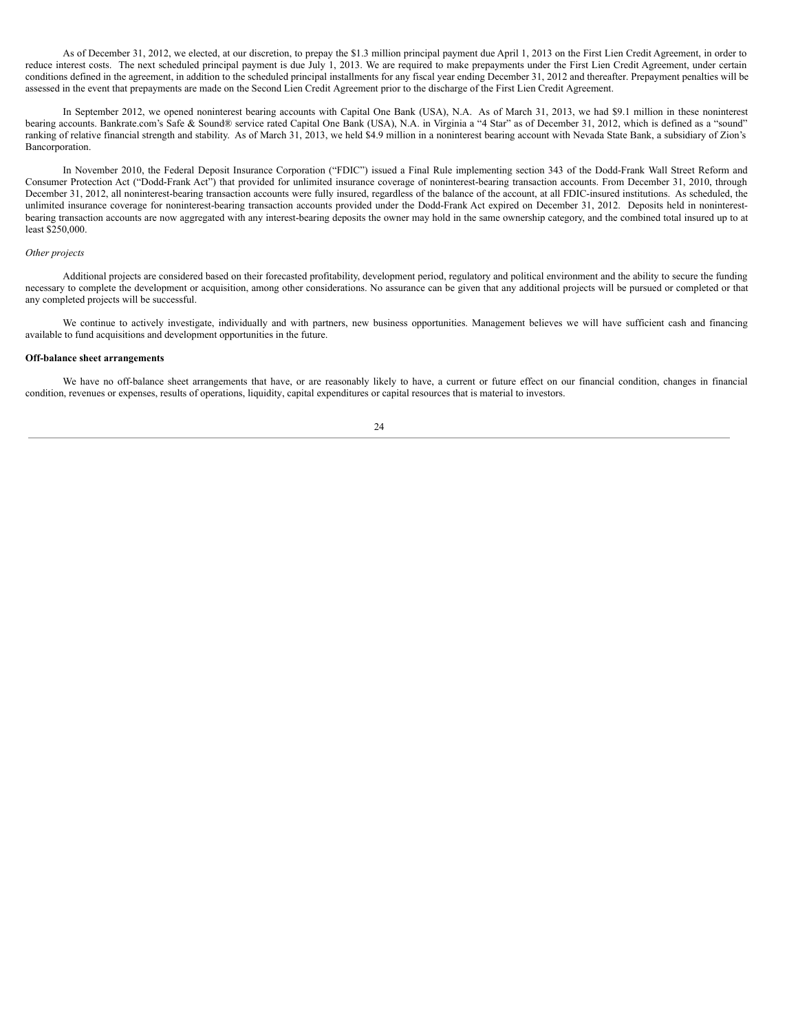As of December 31, 2012, we elected, at our discretion, to prepay the $1.3 million principal payment due April 1, 2013 on the First Lien Credit Agreement, in order to reduce interest costs. The next scheduled principal payment is due July 1, 2013. We are required to make prepayments under the First Lien Credit Agreement, under certain conditions defined in the agreement, in addition to the scheduled principal installments for any fiscal year ending December 31, 2012 and thereafter. Prepayment penalties will be assessed in the event that prepayments are made on the Second Lien Credit Agreement prior to the discharge of the First Lien Credit Agreement.

In September 2012, we opened noninterest bearing accounts with Capital One Bank (USA), N.A. As of March 31, 2013, we had $9.1 million in these noninterest bearing accounts. Bankrate.com's Safe & Sound® service rated Capital One Bank (USA), N.A. in Virginia a "4 Star" as of December 31, 2012, which is defined as a "sound" ranking of relative financial strength and stability. As of March 31, 2013, we held $4.9 million in a noninterest bearing account with Nevada State Bank, a subsidiary of Zion's Bancorporation.

In November 2010, the Federal Deposit Insurance Corporation ("FDIC") issued a Final Rule implementing section 343 of the Dodd-Frank Wall Street Reform and Consumer Protection Act ("Dodd-Frank Act") that provided for unlimited insurance coverage of noninterest-bearing transaction accounts. From December 31, 2010, through December 31, 2012, all noninterest-bearing transaction accounts were fully insured, regardless of the balance of the account, at all FDIC-insured institutions. As scheduled, the unlimited insurance coverage for noninterest-bearing transaction accounts provided under the Dodd-Frank Act expired on December 31, 2012. Deposits held in noninterest-bearing transaction accounts are now aggregated with any interest-bearing deposits the owner may hold in the same ownership category, and the combined total insured up to at least $250,000.

*Other projects*

Additional projects are considered based on their forecasted profitability, development period, regulatory and political environment and the ability to secure the funding necessary to complete the development or acquisition, among other considerations. No assurance can be given that any additional projects will be pursued or completed or that any completed projects will be successful.

We continue to actively investigate, individually and with partners, new business opportunities. Management believes we will have sufficient cash and financing available to fund acquisitions and development opportunities in the future.

**Off-balance sheet arrangements**

We have no off-balance sheet arrangements that have, or are reasonably likely to have, a current or future effect on our financial condition, changes in financial condition, revenues or expenses, results of operations, liquidity, capital expenditures or capital resources that is material to investors.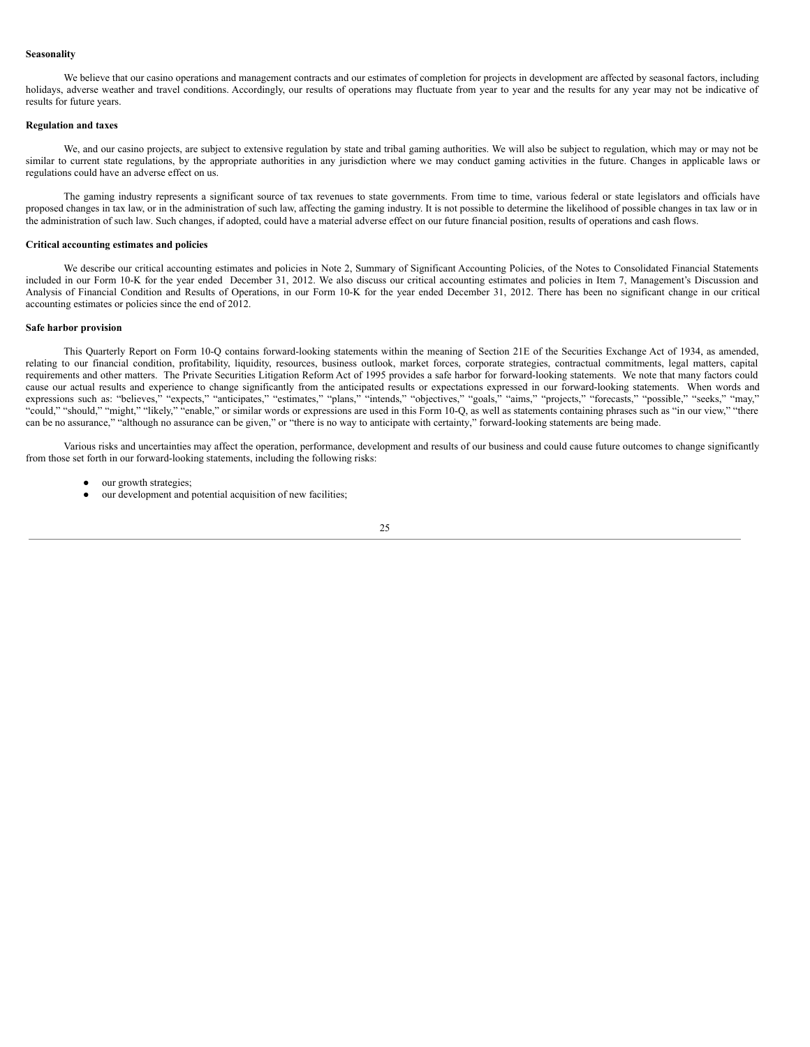**Seasonality**

We believe that our casino operations and management contracts and our estimates of completion for projects in development are affected by seasonal factors, including holidays, adverse weather and travel conditions. Accordingly, our results of operations may fluctuate from year to year and the results for any year may not be indicative of results for future years.

**Regulation and taxes**

We, and our casino projects, are subject to extensive regulation by state and tribal gaming authorities. We will also be subject to regulation, which may or may not be similar to current state regulations, by the appropriate authorities in any jurisdiction where we may conduct gaming activities in the future. Changes in applicable laws or regulations could have an adverse effect on us.

The gaming industry represents a significant source of tax revenues to state governments. From time to time, various federal or state legislators and officials have proposed changes in tax law, or in the administration of such law, affecting the gaming industry. It is not possible to determine the likelihood of possible changes in tax law or in the administration of such law. Such changes, if adopted, could have a material adverse effect on our future financial position, results of operations and cash flows.

**Critical accounting estimates and policies**

We describe our critical accounting estimates and policies in Note 2, Summary of Significant Accounting Policies, of the Notes to Consolidated Financial Statements included in our Form 10-K for the year ended December 31, 2012. We also discuss our critical accounting estimates and policies in Item 7, Management's Discussion and Analysis of Financial Condition and Results of Operations, in our Form 10-K for the year ended December 31, 2012. There has been no significant change in our critical accounting estimates or policies since the end of 2012.

**Safe harbor provision**

This Quarterly Report on Form 10-Q contains forward-looking statements within the meaning of Section 21E of the Securities Exchange Act of 1934, as amended, relating to our financial condition, profitability, liquidity, resources, business outlook, market forces, corporate strategies, contractual commitments, legal matters, capital requirements and other matters. The Private Securities Litigation Reform Act of 1995 provides a safe harbor for forward-looking statements. We note that many factors could cause our actual results and experience to change significantly from the anticipated results or expectations expressed in our forward-looking statements. When words and expressions such as: "believes," "expects," "anticipates," "estimates," "plans," "intends," "objectives," "goals," "aims," "projects," "forecasts," "possible," "seeks," "may," "could," "should," "might," "likely," "enable," or similar words or expressions are used in this Form 10-Q, as well as statements containing phrases such as "in our view," "there can be no assurance," "although no assurance can be given," or "there is no way to anticipate with certainty," forward-looking statements are being made.

Various risks and uncertainties may affect the operation, performance, development and results of our business and could cause future outcomes to change significantly from those set forth in our forward-looking statements, including the following risks:

- our growth strategies;
- our development and potential acquisition of new facilities;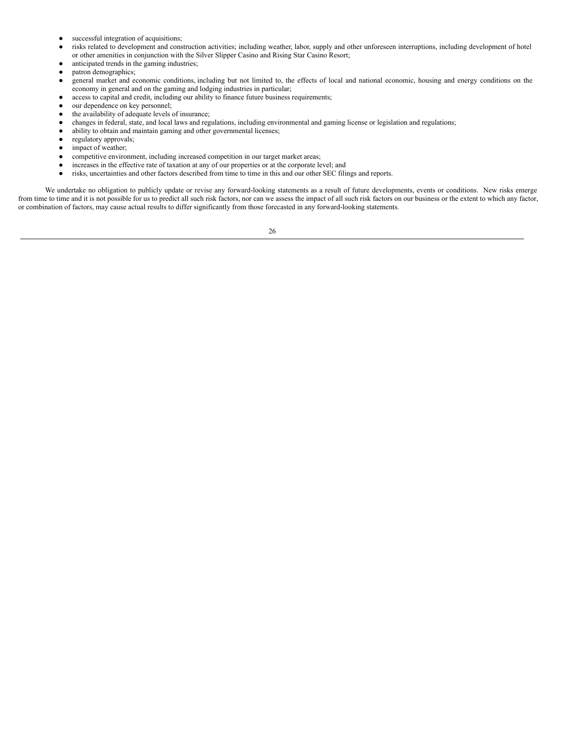- successful integration of acquisitions;
- risks related to development and construction activities; including weather, labor, supply and other unforeseen interruptions, including development of hotel or other amenities in conjunction with the Silver Slipper Casino and Rising Star Casino Resort;
- anticipated trends in the gaming industries;
- patron demographics;
- general market and economic conditions, including but not limited to, the effects of local and national economic, housing and energy conditions on the economy in general and on the gaming and lodging industries in particular;
- access to capital and credit, including our ability to finance future business requirements;
- our dependence on key personnel;
- the availability of adequate levels of insurance;
- changes in federal, state, and local laws and regulations, including environmental and gaming license or legislation and regulations;
- ability to obtain and maintain gaming and other governmental licenses;
- regulatory approvals;
- impact of weather;
- competitive environment, including increased competition in our target market areas;
- increases in the effective rate of taxation at any of our properties or at the corporate level; and
- risks, uncertainties and other factors described from time to time in this and our other SEC filings and reports.

We undertake no obligation to publicly update or revise any forward-looking statements as a result of future developments, events or conditions. New risks emerge from time to time and it is not possible for us to predict all such risk factors, nor can we assess the impact of all such risk factors on our business or the extent to which any factor, or combination of factors, may cause actual results to differ significantly from those forecasted in any forward-looking statements.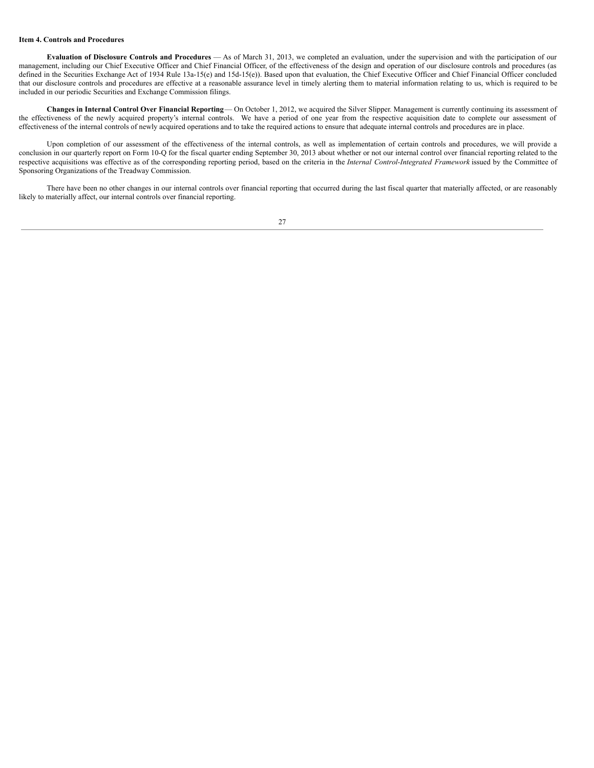**Item 4. Controls and Procedures**

**Evaluation of Disclosure Controls and Procedures** — As of March 31, 2013, we completed an evaluation, under the supervision and with the participation of our management, including our Chief Executive Officer and Chief Financial Officer, of the effectiveness of the design and operation of our disclosure controls and procedures (as defined in the Securities Exchange Act of 1934 Rule 13a-15(e) and 15d-15(e)). Based upon that evaluation, the Chief Executive Officer and Chief Financial Officer concluded that our disclosure controls and procedures are effective at a reasonable assurance level in timely alerting them to material information relating to us, which is required to be included in our periodic Securities and Exchange Commission filings.

**Changes in Internal Control Over Financial Reporting**— On October 1, 2012, we acquired the Silver Slipper. Management is currently continuing its assessment of the effectiveness of the newly acquired property's internal controls. We have a period of one year from the respective acquisition date to complete our assessment of effectiveness of the internal controls of newly acquired operations and to take the required actions to ensure that adequate internal controls and procedures are in place.

Upon completion of our assessment of the effectiveness of the internal controls, as well as implementation of certain controls and procedures, we will provide a conclusion in our quarterly report on Form 10-Q for the fiscal quarter ending September 30, 2013 about whether or not our internal control over financial reporting related to the respective acquisitions was effective as of the corresponding reporting period, based on the criteria in the *Internal Control-Integrated Framework* issued by the Committee of Sponsoring Organizations of the Treadway Commission.

There have been no other changes in our internal controls over financial reporting that occurred during the last fiscal quarter that materially affected, or are reasonably likely to materially affect, our internal controls over financial reporting.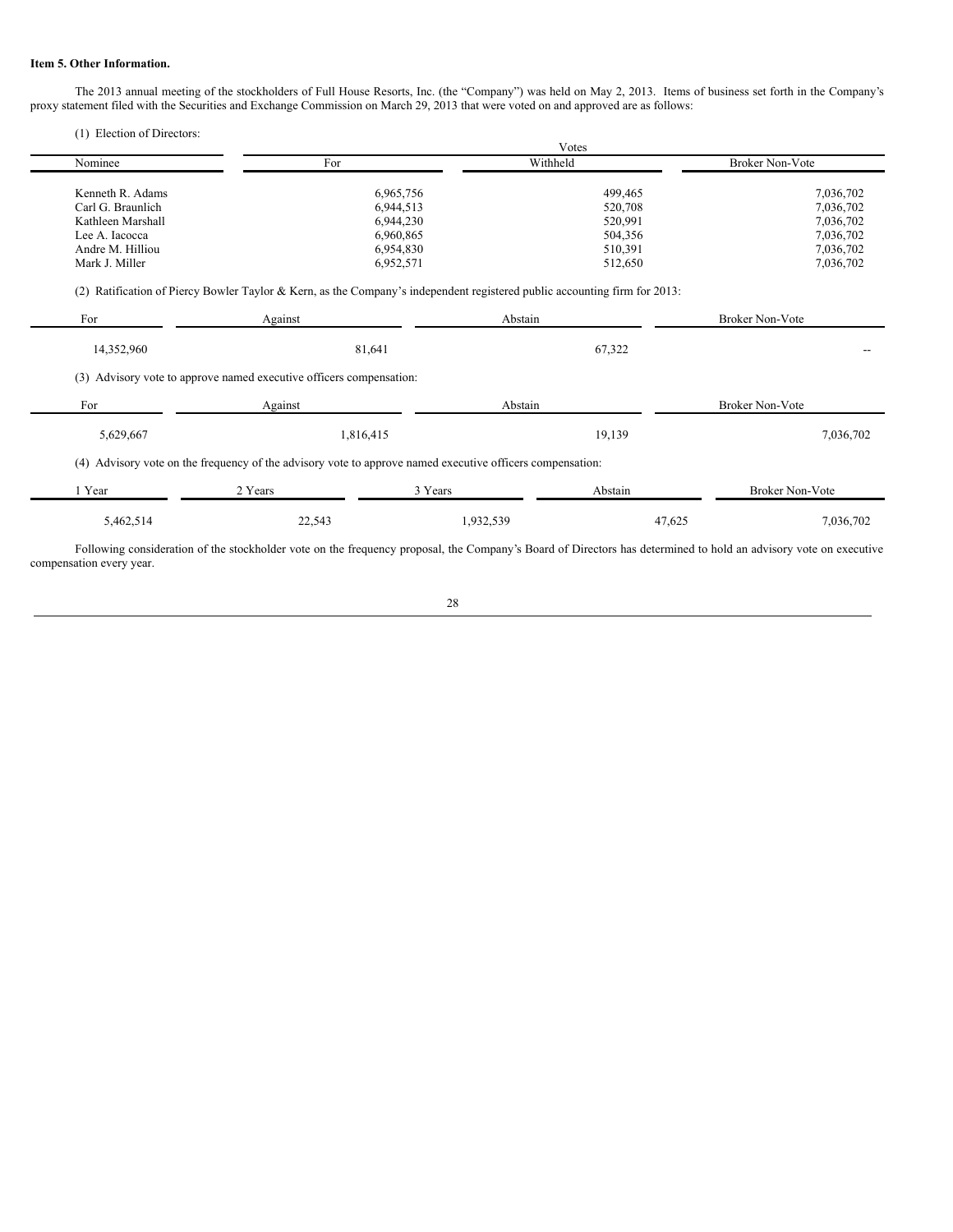**Item 5. Other Information.**

The 2013 annual meeting of the stockholders of Full House Resorts, Inc. (the "Company") was held on May 2, 2013. Items of business set forth in the Company's proxy statement filed with the Securities and Exchange Commission on March 29, 2013 that were voted on and approved are as follows:

(1) Election of Directors:

| | Votes | | |
|---|---|---|---|
| Nominee | For | Withheld | Broker Non-Vote |
| Kenneth R. Adams | 6,965,756 | 499,465 | 7,036,702 |
| Carl G. Braunlich | 6,944,513 | 520,708 | 7,036,702 |
| Kathleen Marshall | 6,944,230 | 520,991 | 7,036,702 |
| Lee A. Iacocca | 6,960,865 | 504,356 | 7,036,702 |
| Andre M. Hilliou | 6,954,830 | 510,391 | 7,036,702 |
| Mark J. Miller | 6,952,571 | 512,650 | 7,036,702 |

(2) Ratification of Piercy Bowler Taylor & Kern, as the Company's independent registered public accounting firm for 2013:

| For | Against | Abstain | Broker Non-Vote |
|---|---|---|---|
| 14,352,960 | 81,641 | 67,322 | -- |

(3) Advisory vote to approve named executive officers compensation:

| For | Against | Abstain | Broker Non-Vote |
|---|---|---|---|
| 5,629,667 | 1,816,415 | 19,139 | 7,036,702 |

(4) Advisory vote on the frequency of the advisory vote to approve named executive officers compensation:

| 1 Year | 2 Years | 3 Years | Abstain | Broker Non-Vote |
|---|---|---|---|---|
| 5,462,514 | 22,543 | 1,932,539 | 47,625 | 7,036,702 |

Following consideration of the stockholder vote on the frequency proposal, the Company's Board of Directors has determined to hold an advisory vote on executive compensation every year.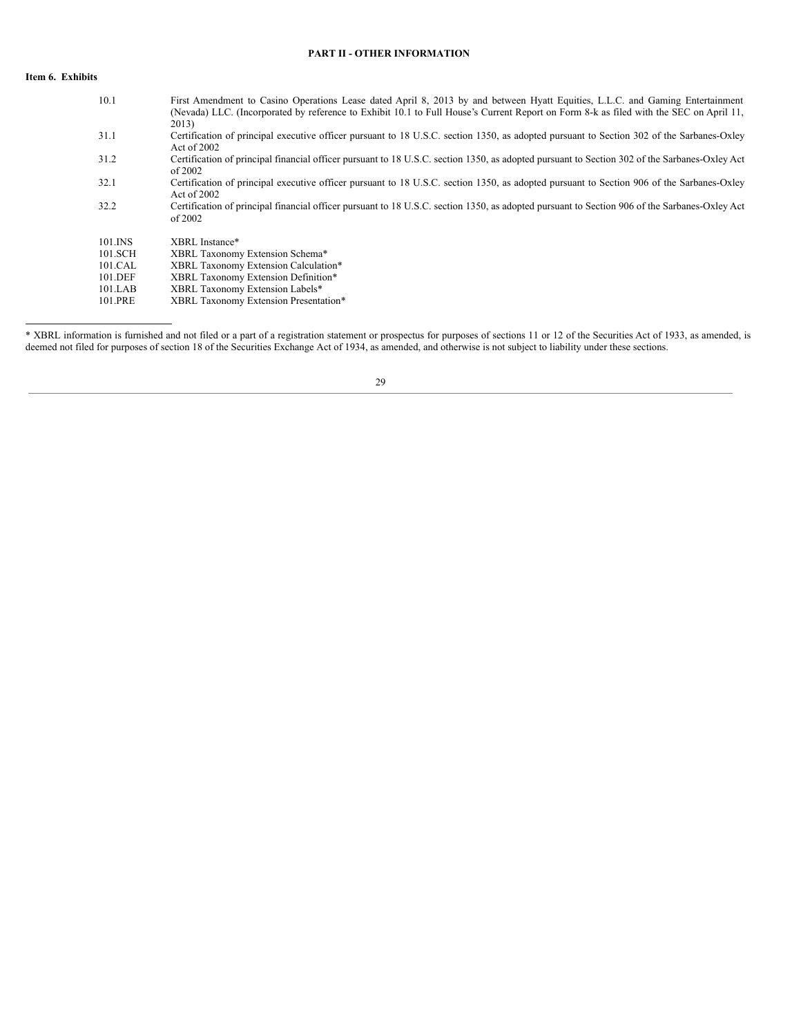## PART II - OTHER INFORMATION

### Item 6. Exhibits

| | |
|---|---|
| 10.1 | First Amendment to Casino Operations Lease dated April 8, 2013 by and between Hyatt Equities, L.L.C. and Gaming Entertainment (Nevada) LLC. (Incorporated by reference to Exhibit 10.1 to Full House's Current Report on Form 8-k as filed with the SEC on April 11, 2013) |
| 31.1 | Certification of principal executive officer pursuant to 18 U.S.C. section 1350, as adopted pursuant to Section 302 of the Sarbanes-Oxley Act of 2002 |
| 31.2 | Certification of principal financial officer pursuant to 18 U.S.C. section 1350, as adopted pursuant to Section 302 of the Sarbanes-Oxley Act of 2002 |
| 32.1 | Certification of principal executive officer pursuant to 18 U.S.C. section 1350, as adopted pursuant to Section 906 of the Sarbanes-Oxley Act of 2002 |
| 32.2 | Certification of principal financial officer pursuant to 18 U.S.C. section 1350, as adopted pursuant to Section 906 of the Sarbanes-Oxley Act of 2002 |
| 101.INS | XBRL Instance* |
| 101.SCH | XBRL Taxonomy Extension Schema* |
| 101.CAL | XBRL Taxonomy Extension Calculation* |
| 101.DEF | XBRL Taxonomy Extension Definition* |
| 101.LAB | XBRL Taxonomy Extension Labels* |
| 101.PRE | XBRL Taxonomy Extension Presentation* |

---

* XBRL information is furnished and not filed or a part of a registration statement or prospectus for purposes of sections 11 or 12 of the Securities Act of 1933, as amended, is deemed not filed for purposes of section 18 of the Securities Exchange Act of 1934, as amended, and otherwise is not subject to liability under these sections.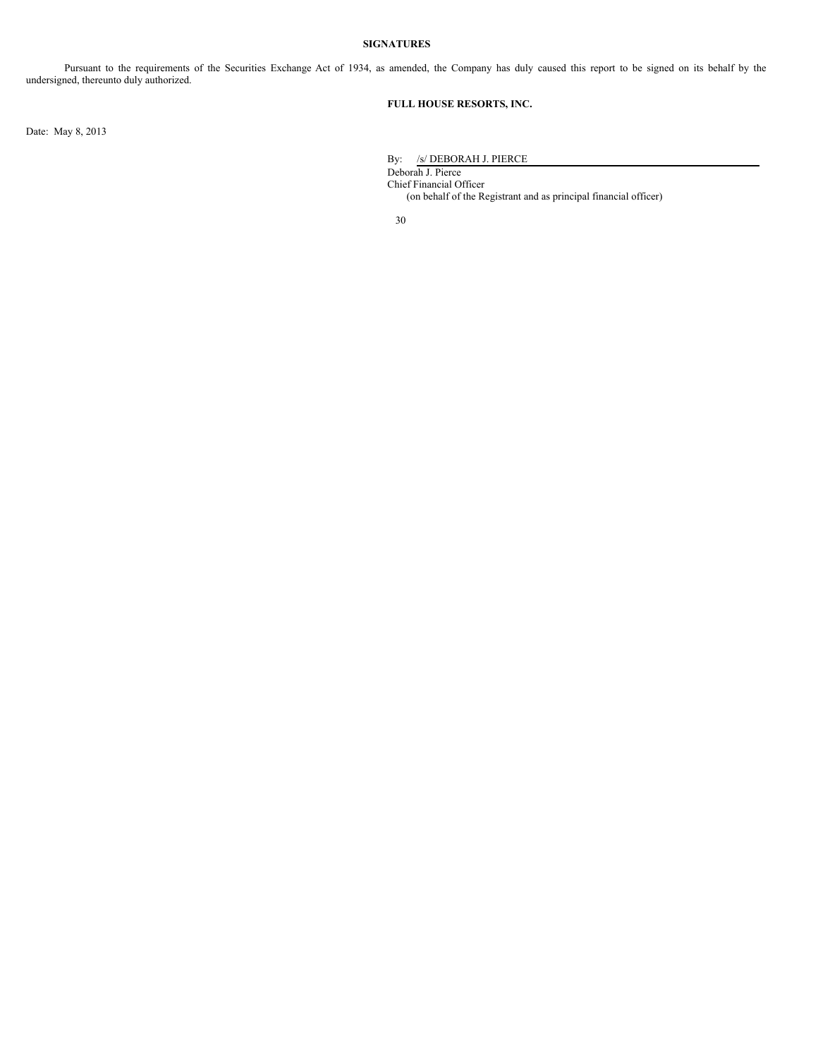## SIGNATURES

Pursuant to the requirements of the Securities Exchange Act of 1934, as amended, the Company has duly caused this report to be signed on its behalf by the undersigned, thereunto duly authorized.

**FULL HOUSE RESORTS, INC.**

Date: May 8, 2013

By: /s/ DEBORAH J. PIERCE

Deborah J. Pierce
Chief Financial Officer
(on behalf of the Registrant and as principal financial officer)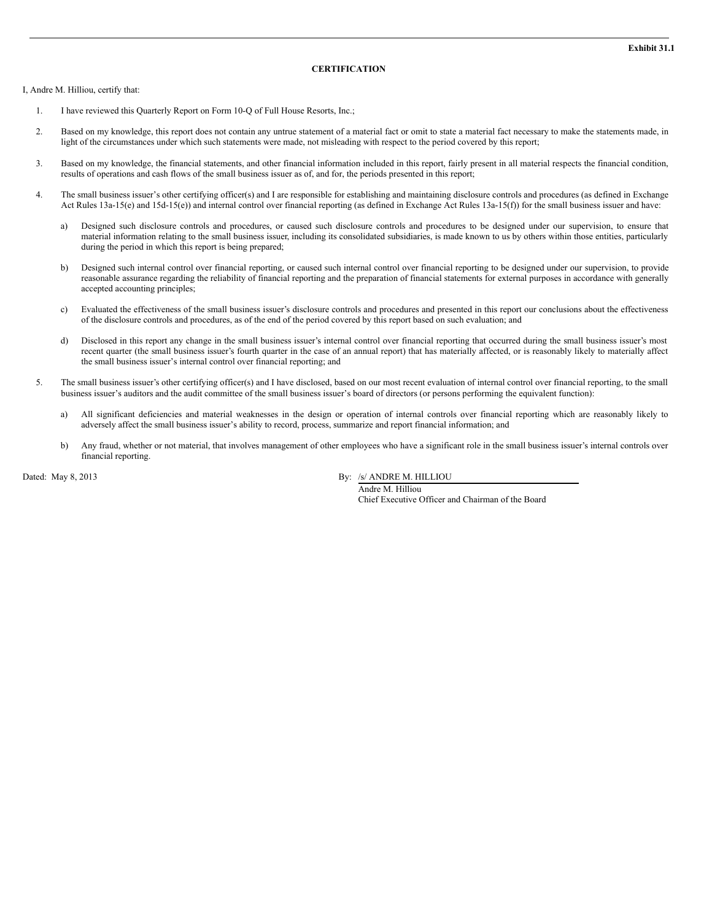**Exhibit 31.1**

**CERTIFICATION**

I, Andre M. Hilliou, certify that:

1. I have reviewed this Quarterly Report on Form 10-Q of Full House Resorts, Inc.;

2. Based on my knowledge, this report does not contain any untrue statement of a material fact or omit to state a material fact necessary to make the statements made, in light of the circumstances under which such statements were made, not misleading with respect to the period covered by this report;

3. Based on my knowledge, the financial statements, and other financial information included in this report, fairly present in all material respects the financial condition, results of operations and cash flows of the small business issuer as of, and for, the periods presented in this report;

4. The small business issuer's other certifying officer(s) and I are responsible for establishing and maintaining disclosure controls and procedures (as defined in Exchange Act Rules 13a-15(e) and 15d-15(e)) and internal control over financial reporting (as defined in Exchange Act Rules 13a-15(f)) for the small business issuer and have:

   a) Designed such disclosure controls and procedures, or caused such disclosure controls and procedures to be designed under our supervision, to ensure that material information relating to the small business issuer, including its consolidated subsidiaries, is made known to us by others within those entities, particularly during the period in which this report is being prepared;

   b) Designed such internal control over financial reporting, or caused such internal control over financial reporting to be designed under our supervision, to provide reasonable assurance regarding the reliability of financial reporting and the preparation of financial statements for external purposes in accordance with generally accepted accounting principles;

   c) Evaluated the effectiveness of the small business issuer's disclosure controls and procedures and presented in this report our conclusions about the effectiveness of the disclosure controls and procedures, as of the end of the period covered by this report based on such evaluation; and

   d) Disclosed in this report any change in the small business issuer's internal control over financial reporting that occurred during the small business issuer's most recent quarter (the small business issuer's fourth quarter in the case of an annual report) that has materially affected, or is reasonably likely to materially affect the small business issuer's internal control over financial reporting; and

5. The small business issuer's other certifying officer(s) and I have disclosed, based on our most recent evaluation of internal control over financial reporting, to the small business issuer's auditors and the audit committee of the small business issuer's board of directors (or persons performing the equivalent function):

   a) All significant deficiencies and material weaknesses in the design or operation of internal controls over financial reporting which are reasonably likely to adversely affect the small business issuer's ability to record, process, summarize and report financial information; and

   b) Any fraud, whether or not material, that involves management of other employees who have a significant role in the small business issuer's internal controls over financial reporting.

Dated: May 8, 2013

By: /s/ ANDRE M. HILLIOU

Andre M. Hilliou
Chief Executive Officer and Chairman of the Board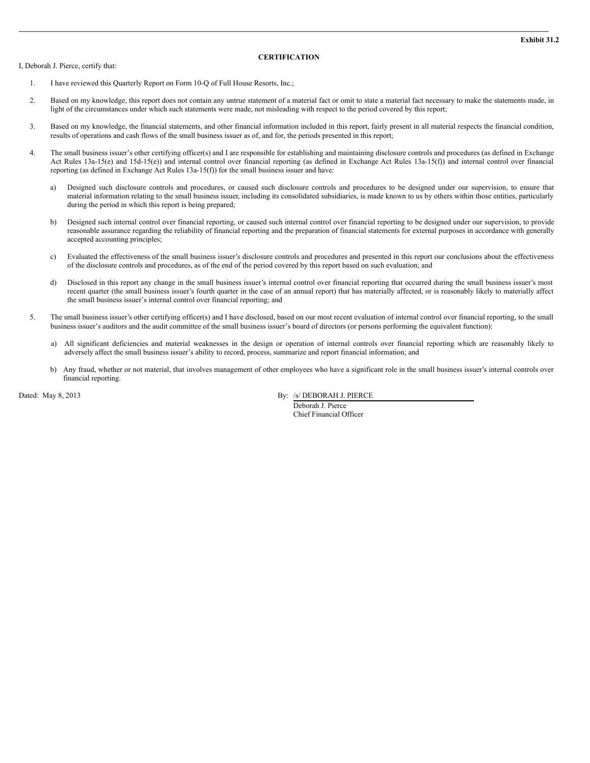**Exhibit 31.2**

**CERTIFICATION**

I, Deborah J. Pierce, certify that:

1. I have reviewed this Quarterly Report on Form 10-Q of Full House Resorts, Inc.;

2. Based on my knowledge, this report does not contain any untrue statement of a material fact or omit to state a material fact necessary to make the statements made, in light of the circumstances under which such statements were made, not misleading with respect to the period covered by this report;

3. Based on my knowledge, the financial statements, and other financial information included in this report, fairly present in all material respects the financial condition, results of operations and cash flows of the small business issuer as of, and for, the periods presented in this report;

4. The small business issuer's other certifying officer(s) and I are responsible for establishing and maintaining disclosure controls and procedures (as defined in Exchange Act Rules 13a-15(e) and 15d-15(e)) and internal control over financial reporting (as defined in Exchange Act Rules 13a-15(f)) and internal control over financial reporting (as defined in Exchange Act Rules 13a-15(f)) for the small business issuer and have:

   a) Designed such disclosure controls and procedures, or caused such disclosure controls and procedures to be designed under our supervision, to ensure that material information relating to the small business issuer, including its consolidated subsidiaries, is made known to us by others within those entities, particularly during the period in which this report is being prepared;

   b) Designed such internal control over financial reporting, or caused such internal control over financial reporting to be designed under our supervision, to provide reasonable assurance regarding the reliability of financial reporting and the preparation of financial statements for external purposes in accordance with generally accepted accounting principles;

   c) Evaluated the effectiveness of the small business issuer's disclosure controls and procedures and presented in this report our conclusions about the effectiveness of the disclosure controls and procedures, as of the end of the period covered by this report based on such evaluation; and

   d) Disclosed in this report any change in the small business issuer's internal control over financial reporting that occurred during the small business issuer's most recent quarter (the small business issuer's fourth quarter in the case of an annual report) that has materially affected, or is reasonably likely to materially affect the small business issuer's internal control over financial reporting; and

5. The small business issuer's other certifying officer(s) and I have disclosed, based on our most recent evaluation of internal control over financial reporting, to the small business issuer's auditors and the audit committee of the small business issuer's board of directors (or persons performing the equivalent function):

   a) All significant deficiencies and material weaknesses in the design or operation of internal controls over financial reporting which are reasonably likely to adversely affect the small business issuer's ability to record, process, summarize and report financial information; and

   b) Any fraud, whether or not material, that involves management of other employees who have a significant role in the small business issuer's internal controls over financial reporting.

Dated: May 8, 2013

By: /s/ DEBORAH J. PIERCE
Deborah J. Pierce
Chief Financial Officer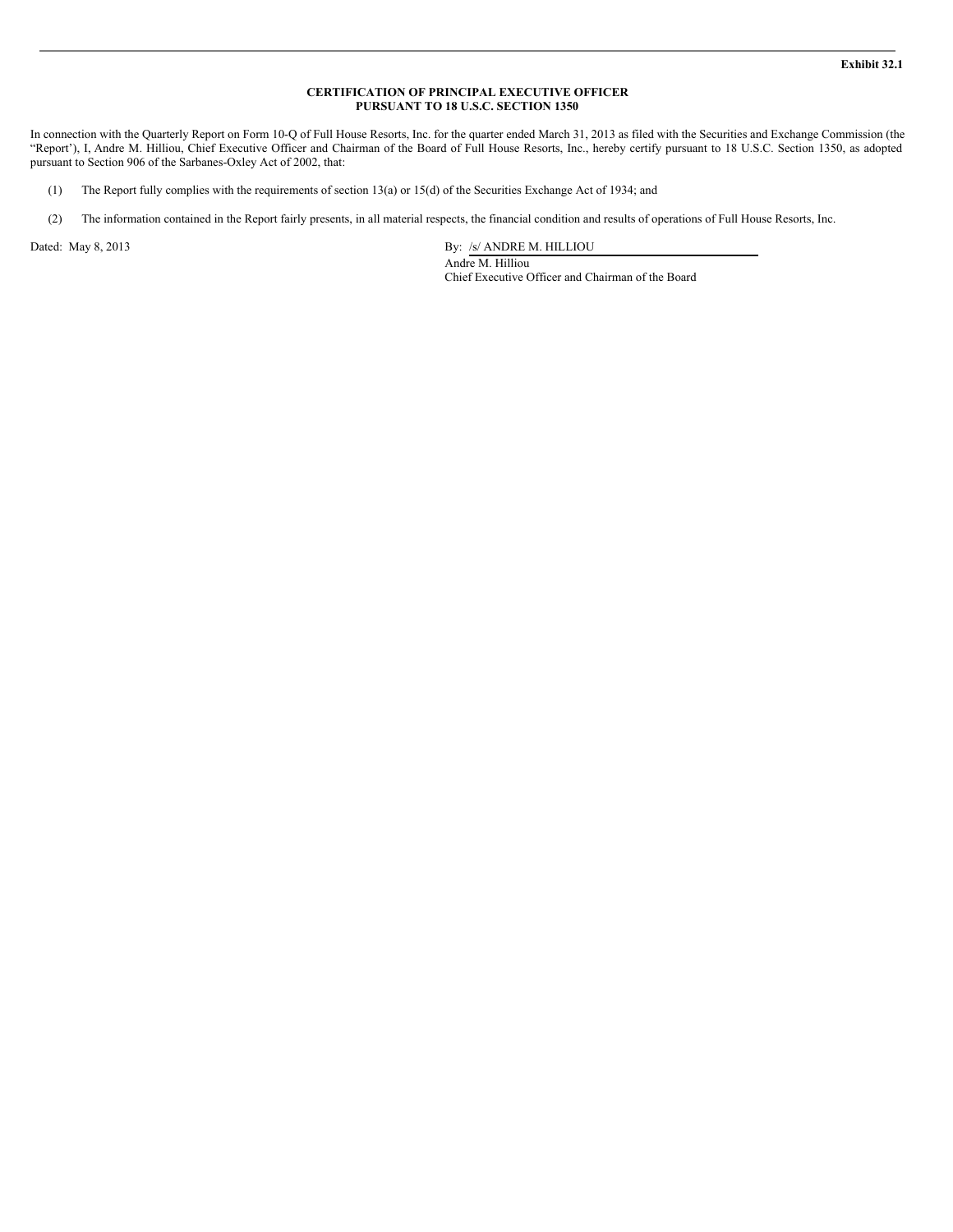**Exhibit 32.1**

**CERTIFICATION OF PRINCIPAL EXECUTIVE OFFICER**
**PURSUANT TO 18 U.S.C. SECTION 1350**

In connection with the Quarterly Report on Form 10-Q of Full House Resorts, Inc. for the quarter ended March 31, 2013 as filed with the Securities and Exchange Commission (the “Report’), I, Andre M. Hilliou, Chief Executive Officer and Chairman of the Board of Full House Resorts, Inc., hereby certify pursuant to 18 U.S.C. Section 1350, as adopted pursuant to Section 906 of the Sarbanes-Oxley Act of 2002, that:

(1) The Report fully complies with the requirements of section 13(a) or 15(d) of the Securities Exchange Act of 1934; and

(2) The information contained in the Report fairly presents, in all material respects, the financial condition and results of operations of Full House Resorts, Inc.

Dated: May 8, 2013

By: /s/ ANDRE M. HILLIOU
Andre M. Hilliou
Chief Executive Officer and Chairman of the Board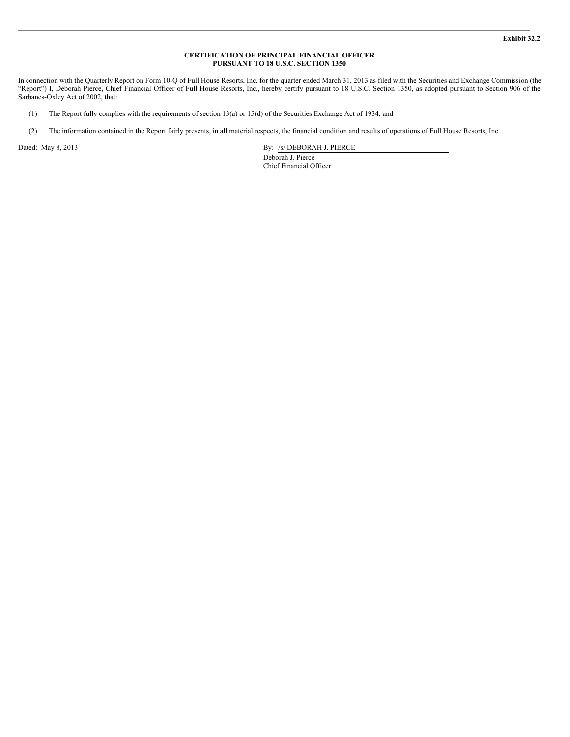**Exhibit 32.2**

**CERTIFICATION OF PRINCIPAL FINANCIAL OFFICER
PURSUANT TO 18 U.S.C. SECTION 1350**

In connection with the Quarterly Report on Form 10-Q of Full House Resorts, Inc. for the quarter ended March 31, 2013 as filed with the Securities and Exchange Commission (the "Report") I, Deborah Pierce, Chief Financial Officer of Full House Resorts, Inc., hereby certify pursuant to 18 U.S.C. Section 1350, as adopted pursuant to Section 906 of the Sarbanes-Oxley Act of 2002, that:

(1) The Report fully complies with the requirements of section 13(a) or 15(d) of the Securities Exchange Act of 1934; and

(2) The information contained in the Report fairly presents, in all material respects, the financial condition and results of operations of Full House Resorts, Inc.

Dated: May 8, 2013

By: /s/ DEBORAH J. PIERCE
Deborah J. Pierce
Chief Financial Officer